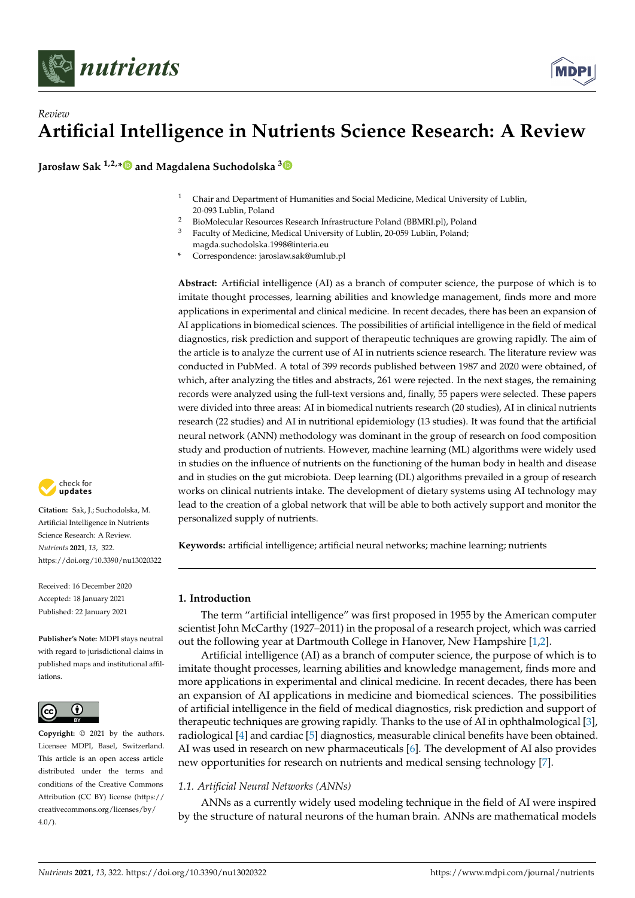*Review*

# Artificial Intelligence in Nutrients Science Research: A Review

**Jarosław Sak [1,2,*] and Magdalena Suchodolska [3]**

[1] Chair and Department of Humanities and Social Medicine, Medical University of Lublin, 20-093 Lublin, Poland
[2] BioMolecular Resources Research Infrastructure Poland (BBMRI.pl), Poland
[3] Faculty of Medicine, Medical University of Lublin, 20-059 Lublin, Poland; magda.suchodolska.1998@interia.eu
* Correspondence: jaroslaw.sak@umlub.pl

**Abstract:** Artificial intelligence (AI) as a branch of computer science, the purpose of which is to imitate thought processes, learning abilities and knowledge management, finds more and more applications in experimental and clinical medicine. In recent decades, there has been an expansion of AI applications in biomedical sciences. The possibilities of artificial intelligence in the field of medical diagnostics, risk prediction and support of therapeutic techniques are growing rapidly. The aim of the article is to analyze the current use of AI in nutrients science research. The literature review was conducted in PubMed. A total of 399 records published between 1987 and 2020 were obtained, of which, after analyzing the titles and abstracts, 261 were rejected. In the next stages, the remaining records were analyzed using the full-text versions and, finally, 55 papers were selected. These papers were divided into three areas: AI in biomedical nutrients research (20 studies), AI in clinical nutrients research (22 studies) and AI in nutritional epidemiology (13 studies). It was found that the artificial neural network (ANN) methodology was dominant in the group of research on food composition study and production of nutrients. However, machine learning (ML) algorithms were widely used in studies on the influence of nutrients on the functioning of the human body in health and disease and in studies on the gut microbiota. Deep learning (DL) algorithms prevailed in a group of research works on clinical nutrients intake. The development of dietary systems using AI technology may lead to the creation of a global network that will be able to both actively support and monitor the personalized supply of nutrients.

**Keywords:** artificial intelligence; artificial neural networks; machine learning; nutrients

**Citation:** Sak, J.; Suchodolska, M. Artificial Intelligence in Nutrients Science Research: A Review. *Nutrients* **2021**, *13*, 322. https://doi.org/10.3390/nu13020322

Received: 16 December 2020
Accepted: 18 January 2021
Published: 22 January 2021

**Publisher's Note:** MDPI stays neutral with regard to jurisdictional claims in published maps and institutional affiliations.

**Copyright:** © 2021 by the authors. Licensee MDPI, Basel, Switzerland. This article is an open access article distributed under the terms and conditions of the Creative Commons Attribution (CC BY) license (https://creativecommons.org/licenses/by/4.0/).

## 1. Introduction

The term "artificial intelligence" was first proposed in 1955 by the American computer scientist John McCarthy (1927–2011) in the proposal of a research project, which was carried out the following year at Dartmouth College in Hanover, New Hampshire [1,2].

Artificial intelligence (AI) as a branch of computer science, the purpose of which is to imitate thought processes, learning abilities and knowledge management, finds more and more applications in experimental and clinical medicine. In recent decades, there has been an expansion of AI applications in medicine and biomedical sciences. The possibilities of artificial intelligence in the field of medical diagnostics, risk prediction and support of therapeutic techniques are growing rapidly. Thanks to the use of AI in ophthalmological [3], radiological [4] and cardiac [5] diagnostics, measurable clinical benefits have been obtained. AI was used in research on new pharmaceuticals [6]. The development of AI also provides new opportunities for research on nutrients and medical sensing technology [7].

### 1.1. Artificial Neural Networks (ANNs)

ANNs as a currently widely used modeling technique in the field of AI were inspired by the structure of natural neurons of the human brain. ANNs are mathematical models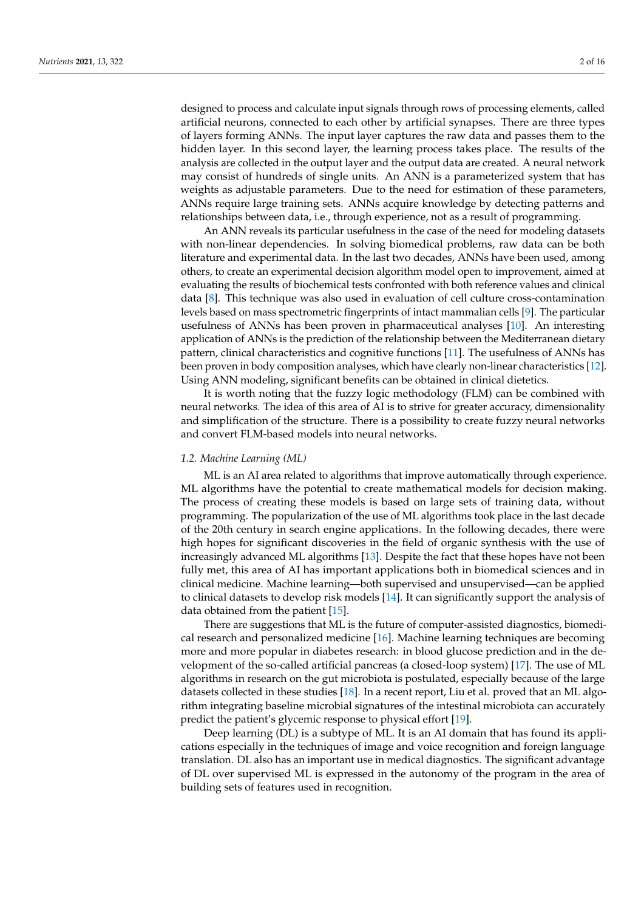designed to process and calculate input signals through rows of processing elements, called artificial neurons, connected to each other by artificial synapses. There are three types of layers forming ANNs. The input layer captures the raw data and passes them to the hidden layer. In this second layer, the learning process takes place. The results of the analysis are collected in the output layer and the output data are created. A neural network may consist of hundreds of single units. An ANN is a parameterized system that has weights as adjustable parameters. Due to the need for estimation of these parameters, ANNs require large training sets. ANNs acquire knowledge by detecting patterns and relationships between data, i.e., through experience, not as a result of programming.

An ANN reveals its particular usefulness in the case of the need for modeling datasets with non-linear dependencies. In solving biomedical problems, raw data can be both literature and experimental data. In the last two decades, ANNs have been used, among others, to create an experimental decision algorithm model open to improvement, aimed at evaluating the results of biochemical tests confronted with both reference values and clinical data [8]. This technique was also used in evaluation of cell culture cross-contamination levels based on mass spectrometric fingerprints of intact mammalian cells [9]. The particular usefulness of ANNs has been proven in pharmaceutical analyses [10]. An interesting application of ANNs is the prediction of the relationship between the Mediterranean dietary pattern, clinical characteristics and cognitive functions [11]. The usefulness of ANNs has been proven in body composition analyses, which have clearly non-linear characteristics [12]. Using ANN modeling, significant benefits can be obtained in clinical dietetics.

It is worth noting that the fuzzy logic methodology (FLM) can be combined with neural networks. The idea of this area of AI is to strive for greater accuracy, dimensionality and simplification of the structure. There is a possibility to create fuzzy neural networks and convert FLM-based models into neural networks.

### 1.2. Machine Learning (ML)

ML is an AI area related to algorithms that improve automatically through experience. ML algorithms have the potential to create mathematical models for decision making. The process of creating these models is based on large sets of training data, without programming. The popularization of the use of ML algorithms took place in the last decade of the 20th century in search engine applications. In the following decades, there were high hopes for significant discoveries in the field of organic synthesis with the use of increasingly advanced ML algorithms [13]. Despite the fact that these hopes have not been fully met, this area of AI has important applications both in biomedical sciences and in clinical medicine. Machine learning—both supervised and unsupervised—can be applied to clinical datasets to develop risk models [14]. It can significantly support the analysis of data obtained from the patient [15].

There are suggestions that ML is the future of computer-assisted diagnostics, biomedical research and personalized medicine [16]. Machine learning techniques are becoming more and more popular in diabetes research: in blood glucose prediction and in the development of the so-called artificial pancreas (a closed-loop system) [17]. The use of ML algorithms in research on the gut microbiota is postulated, especially because of the large datasets collected in these studies [18]. In a recent report, Liu et al. proved that an ML algorithm integrating baseline microbial signatures of the intestinal microbiota can accurately predict the patient's glycemic response to physical effort [19].

Deep learning (DL) is a subtype of ML. It is an AI domain that has found its applications especially in the techniques of image and voice recognition and foreign language translation. DL also has an important use in medical diagnostics. The significant advantage of DL over supervised ML is expressed in the autonomy of the program in the area of building sets of features used in recognition.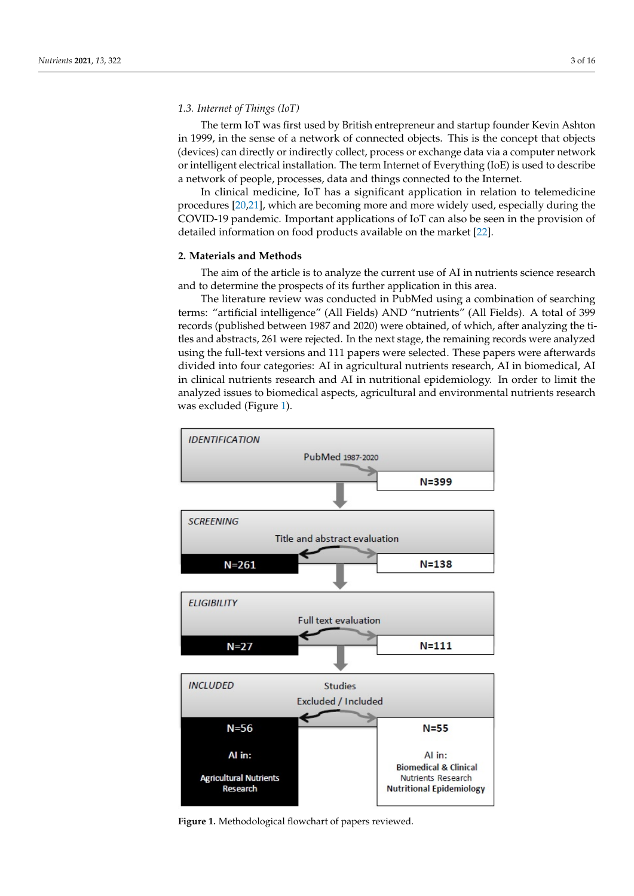### 1.3. Internet of Things (IoT)

The term IoT was first used by British entrepreneur and startup founder Kevin Ashton in 1999, in the sense of a network of connected objects. This is the concept that objects (devices) can directly or indirectly collect, process or exchange data via a computer network or intelligent electrical installation. The term Internet of Everything (IoE) is used to describe a network of people, processes, data and things connected to the Internet.

In clinical medicine, IoT has a significant application in relation to telemedicine procedures [20,21], which are becoming more and more widely used, especially during the COVID-19 pandemic. Important applications of IoT can also be seen in the provision of detailed information on food products available on the market [22].

## 2. Materials and Methods

The aim of the article is to analyze the current use of AI in nutrients science research and to determine the prospects of its further application in this area.

The literature review was conducted in PubMed using a combination of searching terms: "artificial intelligence" (All Fields) AND "nutrients" (All Fields). A total of 399 records (published between 1987 and 2020) were obtained, of which, after analyzing the titles and abstracts, 261 were rejected. In the next stage, the remaining records were analyzed using the full-text versions and 111 papers were selected. These papers were afterwards divided into four categories: AI in agricultural nutrients research, AI in biomedical, AI in clinical nutrients research and AI in nutritional epidemiology. In order to limit the analyzed issues to biomedical aspects, agricultural and environmental nutrients research was excluded (Figure 1).

**Figure 1.** Methodological flowchart of papers reviewed.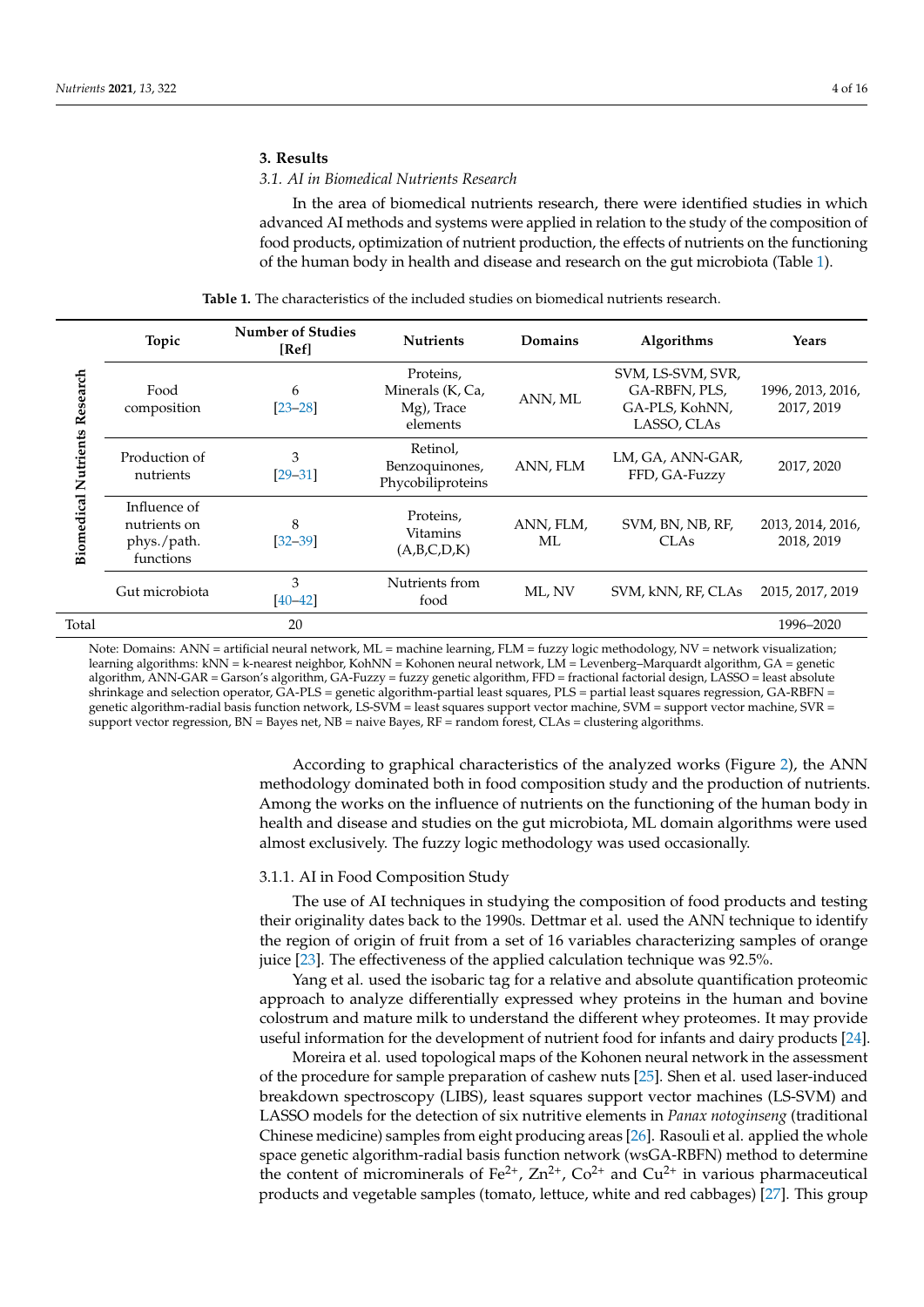## 3. Results

### 3.1. AI in Biomedical Nutrients Research

In the area of biomedical nutrients research, there were identified studies in which advanced AI methods and systems were applied in relation to the study of the composition of food products, optimization of nutrient production, the effects of nutrients on the functioning of the human body in health and disease and research on the gut microbiota (Table 1).

**Table 1.** The characteristics of the included studies on biomedical nutrients research.

| | Topic | Number of Studies [Ref] | Nutrients | Domains | Algorithms | Years |
|---|---|---|---|---|---|---|
| Biomedical Nutrients Research | Food composition | 6 [23–28] | Proteins, Minerals (K, Ca, Mg), Trace elements | ANN, ML | SVM, LS-SVM, SVR, GA-RBFN, PLS, GA-PLS, KohNN, LASSO, CLAs | 1996, 2013, 2016, 2017, 2019 |
| | Production of nutrients | 3 [29–31] | Retinol, Benzoquinones, Phycobiliproteins | ANN, FLM | LM, GA, ANN-GAR, FFD, GA-Fuzzy | 2017, 2020 |
| | Influence of nutrients on phys./path. functions | 8 [32–39] | Proteins, Vitamins (A,B,C,D,K) | ANN, FLM, ML | SVM, BN, NB, RF, CLAs | 2013, 2014, 2016, 2018, 2019 |
| | Gut microbiota | 3 [40–42] | Nutrients from food | ML, NV | SVM, kNN, RF, CLAs | 2015, 2017, 2019 |
| Total | | 20 | | | | 1996–2020 |

Note: Domains: ANN = artificial neural network, ML = machine learning, FLM = fuzzy logic methodology, NV = network visualization; learning algorithms: kNN = k-nearest neighbor, KohNN = Kohonen neural network, LM = Levenberg–Marquardt algorithm, GA = genetic algorithm, ANN-GAR = Garson's algorithm, GA-Fuzzy = fuzzy genetic algorithm, FFD = fractional factorial design, LASSO = least absolute shrinkage and selection operator, GA-PLS = genetic algorithm-partial least squares, PLS = partial least squares regression, GA-RBFN = genetic algorithm-radial basis function network, LS-SVM = least squares support vector machine, SVM = support vector machine, SVR = support vector regression, BN = Bayes net, NB = naive Bayes, RF = random forest, CLAs = clustering algorithms.

According to graphical characteristics of the analyzed works (Figure 2), the ANN methodology dominated both in food composition study and the production of nutrients. Among the works on the influence of nutrients on the functioning of the human body in health and disease and studies on the gut microbiota, ML domain algorithms were used almost exclusively. The fuzzy logic methodology was used occasionally.

#### 3.1.1. AI in Food Composition Study

The use of AI techniques in studying the composition of food products and testing their originality dates back to the 1990s. Dettmar et al. used the ANN technique to identify the region of origin of fruit from a set of 16 variables characterizing samples of orange juice [23]. The effectiveness of the applied calculation technique was 92.5%.

Yang et al. used the isobaric tag for a relative and absolute quantification proteomic approach to analyze differentially expressed whey proteins in the human and bovine colostrum and mature milk to understand the different whey proteomes. It may provide useful information for the development of nutrient food for infants and dairy products [24].

Moreira et al. used topological maps of the Kohonen neural network in the assessment of the procedure for sample preparation of cashew nuts [25]. Shen et al. used laser-induced breakdown spectroscopy (LIBS), least squares support vector machines (LS-SVM) and LASSO models for the detection of six nutritive elements in *Panax notoginseng* (traditional Chinese medicine) samples from eight producing areas [26]. Rasouli et al. applied the whole space genetic algorithm-radial basis function network (wsGA-RBFN) method to determine the content of microminerals of $Fe^{2+}$, $Zn^{2+}$, $Co^{2+}$ and $Cu^{2+}$ in various pharmaceutical products and vegetable samples (tomato, lettuce, white and red cabbages) [27]. This group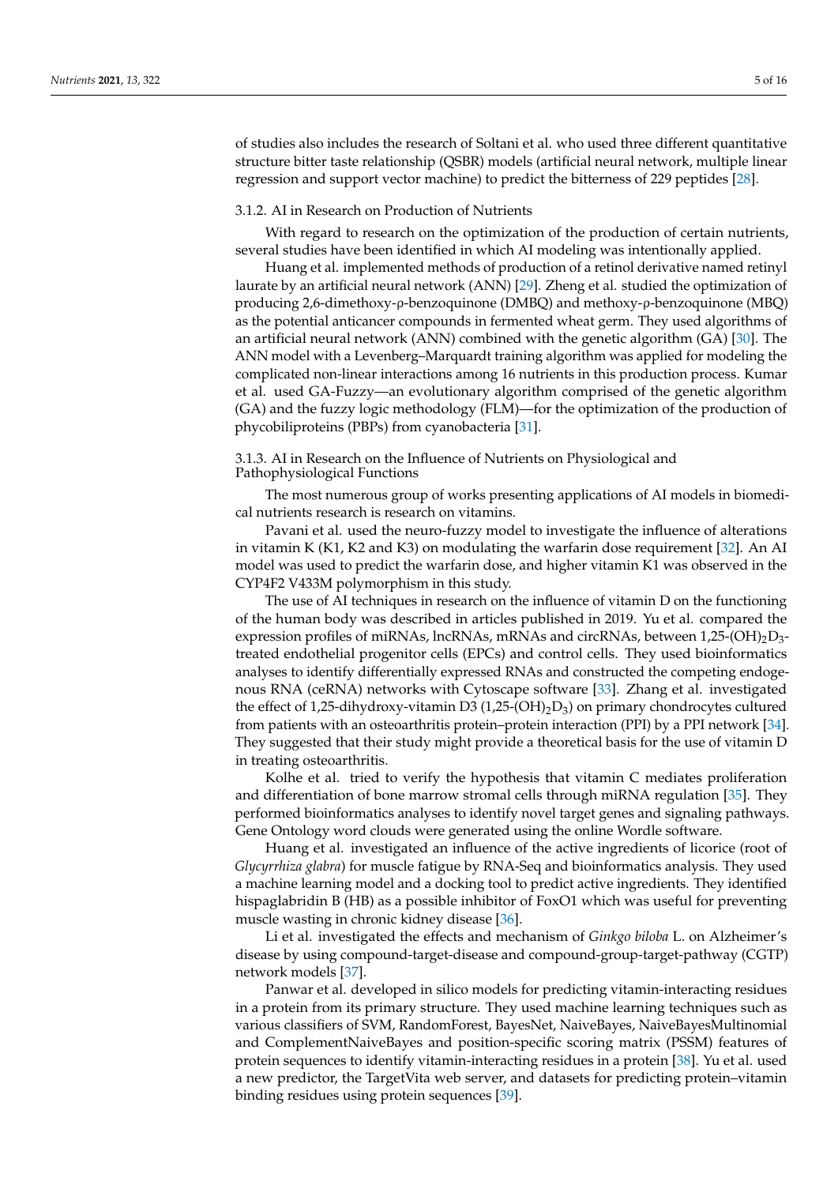of studies also includes the research of Soltani et al. who used three different quantitative structure bitter taste relationship (QSBR) models (artificial neural network, multiple linear regression and support vector machine) to predict the bitterness of 229 peptides [28].

#### 3.1.2. AI in Research on Production of Nutrients

With regard to research on the optimization of the production of certain nutrients, several studies have been identified in which AI modeling was intentionally applied.

Huang et al. implemented methods of production of a retinol derivative named retinyl laurate by an artificial neural network (ANN) [29]. Zheng et al. studied the optimization of producing 2,6-dimethoxy-ρ-benzoquinone (DMBQ) and methoxy-ρ-benzoquinone (MBQ) as the potential anticancer compounds in fermented wheat germ. They used algorithms of an artificial neural network (ANN) combined with the genetic algorithm (GA) [30]. The ANN model with a Levenberg–Marquardt training algorithm was applied for modeling the complicated non-linear interactions among 16 nutrients in this production process. Kumar et al. used GA-Fuzzy—an evolutionary algorithm comprised of the genetic algorithm (GA) and the fuzzy logic methodology (FLM)—for the optimization of the production of phycobiliproteins (PBPs) from cyanobacteria [31].

#### 3.1.3. AI in Research on the Influence of Nutrients on Physiological and Pathophysiological Functions

The most numerous group of works presenting applications of AI models in biomedical nutrients research is research on vitamins.

Pavani et al. used the neuro-fuzzy model to investigate the influence of alterations in vitamin K (K1, K2 and K3) on modulating the warfarin dose requirement [32]. An AI model was used to predict the warfarin dose, and higher vitamin K1 was observed in the CYP4F2 V433M polymorphism in this study.

The use of AI techniques in research on the influence of vitamin D on the functioning of the human body was described in articles published in 2019. Yu et al. compared the expression profiles of miRNAs, lncRNAs, mRNAs and circRNAs, between 1,25-$(OH)_2D_3$-treated endothelial progenitor cells (EPCs) and control cells. They used bioinformatics analyses to identify differentially expressed RNAs and constructed the competing endogenous RNA (ceRNA) networks with Cytoscape software [33]. Zhang et al. investigated the effect of 1,25-dihydroxy-vitamin D3 (1,25-$(OH)_2D_3$) on primary chondrocytes cultured from patients with an osteoarthritis protein–protein interaction (PPI) by a PPI network [34]. They suggested that their study might provide a theoretical basis for the use of vitamin D in treating osteoarthritis.

Kolhe et al. tried to verify the hypothesis that vitamin C mediates proliferation and differentiation of bone marrow stromal cells through miRNA regulation [35]. They performed bioinformatics analyses to identify novel target genes and signaling pathways. Gene Ontology word clouds were generated using the online Wordle software.

Huang et al. investigated an influence of the active ingredients of licorice (root of *Glycyrrhiza glabra*) for muscle fatigue by RNA-Seq and bioinformatics analysis. They used a machine learning model and a docking tool to predict active ingredients. They identified hispaglabridin B (HB) as a possible inhibitor of FoxO1 which was useful for preventing muscle wasting in chronic kidney disease [36].

Li et al. investigated the effects and mechanism of *Ginkgo biloba* L. on Alzheimer's disease by using compound-target-disease and compound-group-target-pathway (CGTP) network models [37].

Panwar et al. developed in silico models for predicting vitamin-interacting residues in a protein from its primary structure. They used machine learning techniques such as various classifiers of SVM, RandomForest, BayesNet, NaiveBayes, NaiveBayesMultinomial and ComplementNaiveBayes and position-specific scoring matrix (PSSM) features of protein sequences to identify vitamin-interacting residues in a protein [38]. Yu et al. used a new predictor, the TargetVita web server, and datasets for predicting protein–vitamin binding residues using protein sequences [39].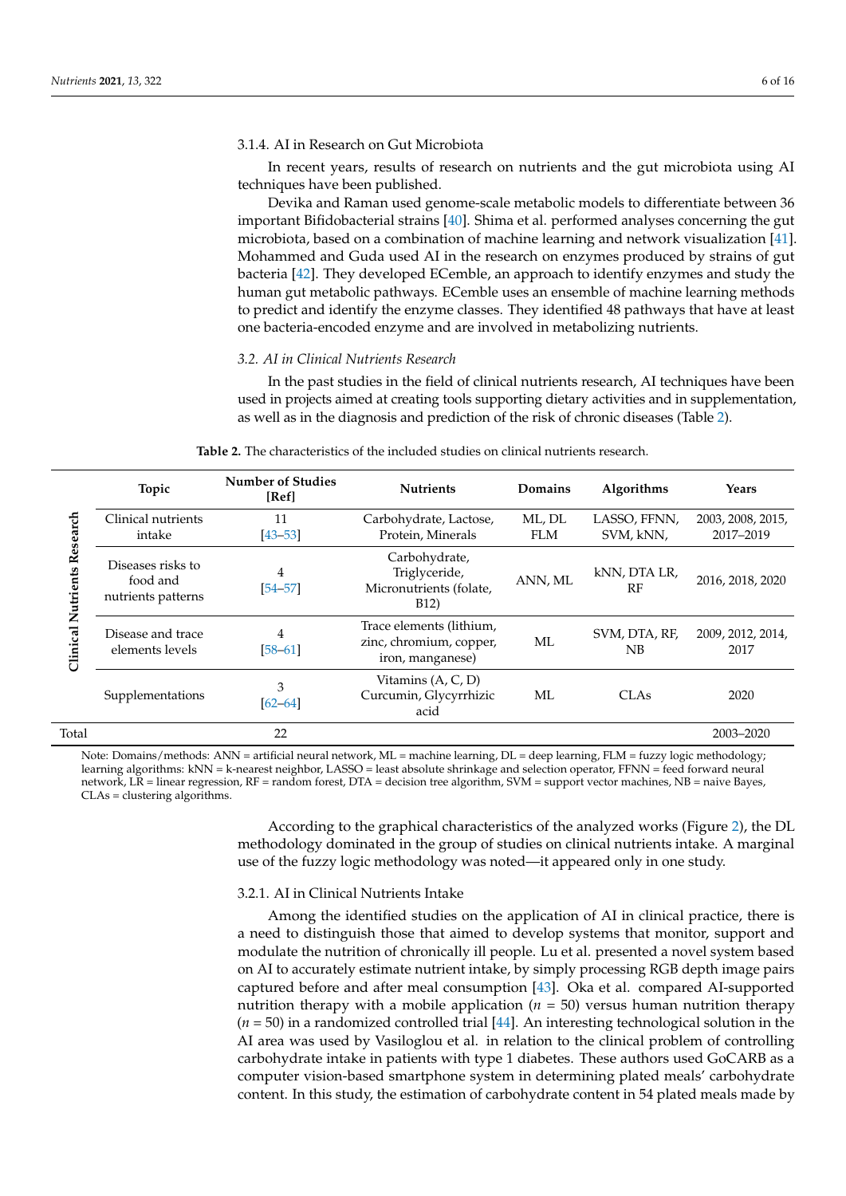#### 3.1.4. AI in Research on Gut Microbiota

In recent years, results of research on nutrients and the gut microbiota using AI techniques have been published.

Devika and Raman used genome-scale metabolic models to differentiate between 36 important Bifidobacterial strains [40]. Shima et al. performed analyses concerning the gut microbiota, based on a combination of machine learning and network visualization [41]. Mohammed and Guda used AI in the research on enzymes produced by strains of gut bacteria [42]. They developed ECemble, an approach to identify enzymes and study the human gut metabolic pathways. ECemble uses an ensemble of machine learning methods to predict and identify the enzyme classes. They identified 48 pathways that have at least one bacteria-encoded enzyme and are involved in metabolizing nutrients.

### *3.2. AI in Clinical Nutrients Research*

In the past studies in the field of clinical nutrients research, AI techniques have been used in projects aimed at creating tools supporting dietary activities and in supplementation, as well as in the diagnosis and prediction of the risk of chronic diseases (Table 2).

**Table 2.** The characteristics of the included studies on clinical nutrients research.

| | Topic | Number of Studies [Ref] | Nutrients | Domains | Algorithms | Years |
|---|---|---|---|---|---|---|
| **Clinical Nutrients Research** | Clinical nutrients intake | 11 [43–53] | Carbohydrate, Lactose, Protein, Minerals | ML, DL FLM | LASSO, FFNN, SVM, kNN, | 2003, 2008, 2015, 2017–2019 |
| | Diseases risks to food and nutrients patterns | 4 [54–57] | Carbohydrate, Triglyceride, Micronutrients (folate, B12) | ANN, ML | kNN, DTA LR, RF | 2016, 2018, 2020 |
| | Disease and trace elements levels | 4 [58–61] | Trace elements (lithium, zinc, chromium, copper, iron, manganese) | ML | SVM, DTA, RF, NB | 2009, 2012, 2014, 2017 |
| | Supplementations | 3 [62–64] | Vitamins (A, C, D) Curcumin, Glycyrrhizic acid | ML | CLAs | 2020 |
| Total | | 22 | | | | 2003–2020 |

Note: Domains/methods: ANN = artificial neural network, ML = machine learning, DL = deep learning, FLM = fuzzy logic methodology; learning algorithms: kNN = k-nearest neighbor, LASSO = least absolute shrinkage and selection operator, FFNN = feed forward neural network, LR = linear regression, RF = random forest, DTA = decision tree algorithm, SVM = support vector machines, NB = naive Bayes, CLAs = clustering algorithms.

According to the graphical characteristics of the analyzed works (Figure 2), the DL methodology dominated in the group of studies on clinical nutrients intake. A marginal use of the fuzzy logic methodology was noted—it appeared only in one study.

#### 3.2.1. AI in Clinical Nutrients Intake

Among the identified studies on the application of AI in clinical practice, there is a need to distinguish those that aimed to develop systems that monitor, support and modulate the nutrition of chronically ill people. Lu et al. presented a novel system based on AI to accurately estimate nutrient intake, by simply processing RGB depth image pairs captured before and after meal consumption [43]. Oka et al. compared AI-supported nutrition therapy with a mobile application ($n$ = 50) versus human nutrition therapy ($n$ = 50) in a randomized controlled trial [44]. An interesting technological solution in the AI area was used by Vasiloglou et al. in relation to the clinical problem of controlling carbohydrate intake in patients with type 1 diabetes. These authors used GoCARB as a computer vision-based smartphone system in determining plated meals' carbohydrate content. In this study, the estimation of carbohydrate content in 54 plated meals made by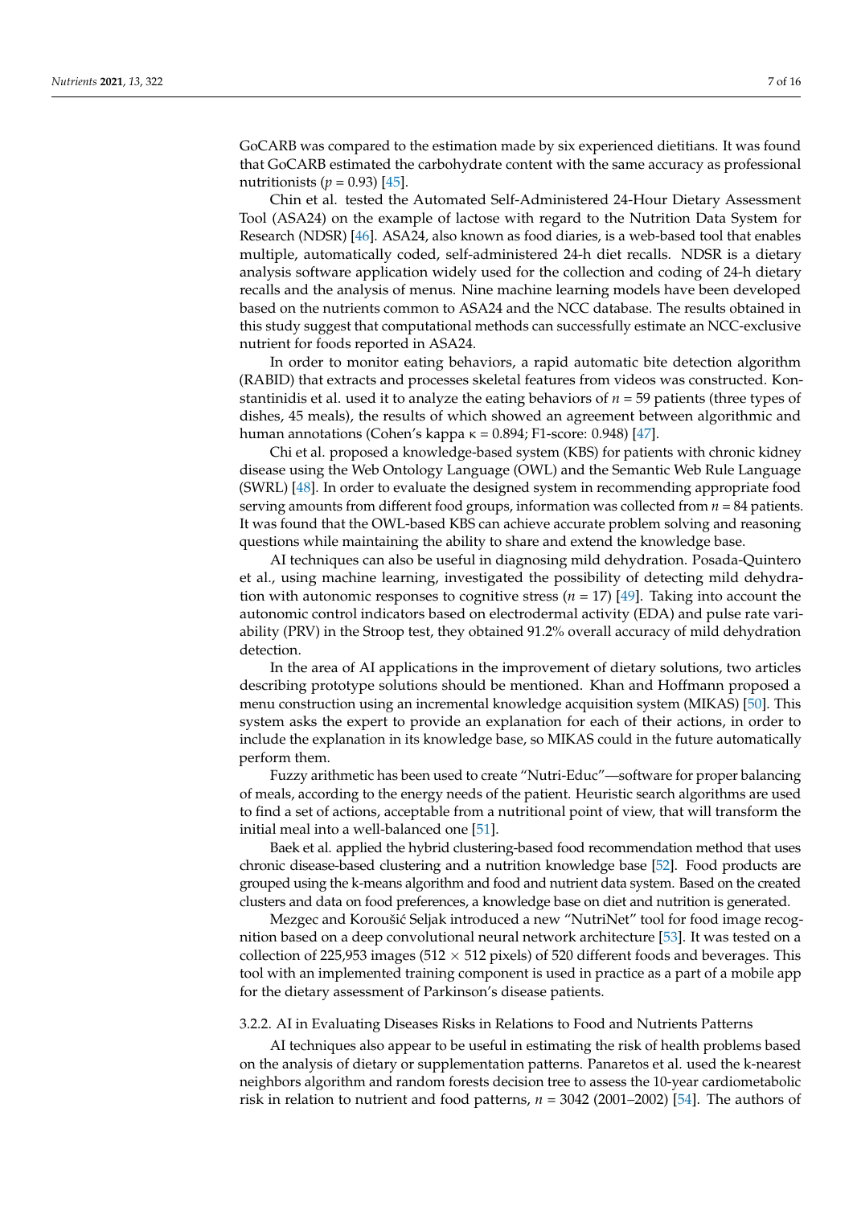GoCARB was compared to the estimation made by six experienced dietitians. It was found that GoCARB estimated the carbohydrate content with the same accuracy as professional nutritionists ($p = 0.93$) [45].

Chin et al. tested the Automated Self-Administered 24-Hour Dietary Assessment Tool (ASA24) on the example of lactose with regard to the Nutrition Data System for Research (NDSR) [46]. ASA24, also known as food diaries, is a web-based tool that enables multiple, automatically coded, self-administered 24-h diet recalls. NDSR is a dietary analysis software application widely used for the collection and coding of 24-h dietary recalls and the analysis of menus. Nine machine learning models have been developed based on the nutrients common to ASA24 and the NCC database. The results obtained in this study suggest that computational methods can successfully estimate an NCC-exclusive nutrient for foods reported in ASA24.

In order to monitor eating behaviors, a rapid automatic bite detection algorithm (RABID) that extracts and processes skeletal features from videos was constructed. Konstantinidis et al. used it to analyze the eating behaviors of $n = 59$ patients (three types of dishes, 45 meals), the results of which showed an agreement between algorithmic and human annotations (Cohen's kappa $\kappa = 0.894$; F1-score: 0.948) [47].

Chi et al. proposed a knowledge-based system (KBS) for patients with chronic kidney disease using the Web Ontology Language (OWL) and the Semantic Web Rule Language (SWRL) [48]. In order to evaluate the designed system in recommending appropriate food serving amounts from different food groups, information was collected from $n = 84$ patients. It was found that the OWL-based KBS can achieve accurate problem solving and reasoning questions while maintaining the ability to share and extend the knowledge base.

AI techniques can also be useful in diagnosing mild dehydration. Posada-Quintero et al., using machine learning, investigated the possibility of detecting mild dehydration with autonomic responses to cognitive stress ($n = 17$) [49]. Taking into account the autonomic control indicators based on electrodermal activity (EDA) and pulse rate variability (PRV) in the Stroop test, they obtained 91.2% overall accuracy of mild dehydration detection.

In the area of AI applications in the improvement of dietary solutions, two articles describing prototype solutions should be mentioned. Khan and Hoffmann proposed a menu construction using an incremental knowledge acquisition system (MIKAS) [50]. This system asks the expert to provide an explanation for each of their actions, in order to include the explanation in its knowledge base, so MIKAS could in the future automatically perform them.

Fuzzy arithmetic has been used to create "Nutri-Educ"—software for proper balancing of meals, according to the energy needs of the patient. Heuristic search algorithms are used to find a set of actions, acceptable from a nutritional point of view, that will transform the initial meal into a well-balanced one [51].

Baek et al. applied the hybrid clustering-based food recommendation method that uses chronic disease-based clustering and a nutrition knowledge base [52]. Food products are grouped using the k-means algorithm and food and nutrient data system. Based on the created clusters and data on food preferences, a knowledge base on diet and nutrition is generated.

Mezgec and Koroušić Seljak introduced a new "NutriNet" tool for food image recognition based on a deep convolutional neural network architecture [53]. It was tested on a collection of 225,953 images ($512 \times 512$ pixels) of 520 different foods and beverages. This tool with an implemented training component is used in practice as a part of a mobile app for the dietary assessment of Parkinson's disease patients.

#### 3.2.2. AI in Evaluating Diseases Risks in Relations to Food and Nutrients Patterns

AI techniques also appear to be useful in estimating the risk of health problems based on the analysis of dietary or supplementation patterns. Panaretos et al. used the k-nearest neighbors algorithm and random forests decision tree to assess the 10-year cardiometabolic risk in relation to nutrient and food patterns, $n = 3042$ (2001–2002) [54]. The authors of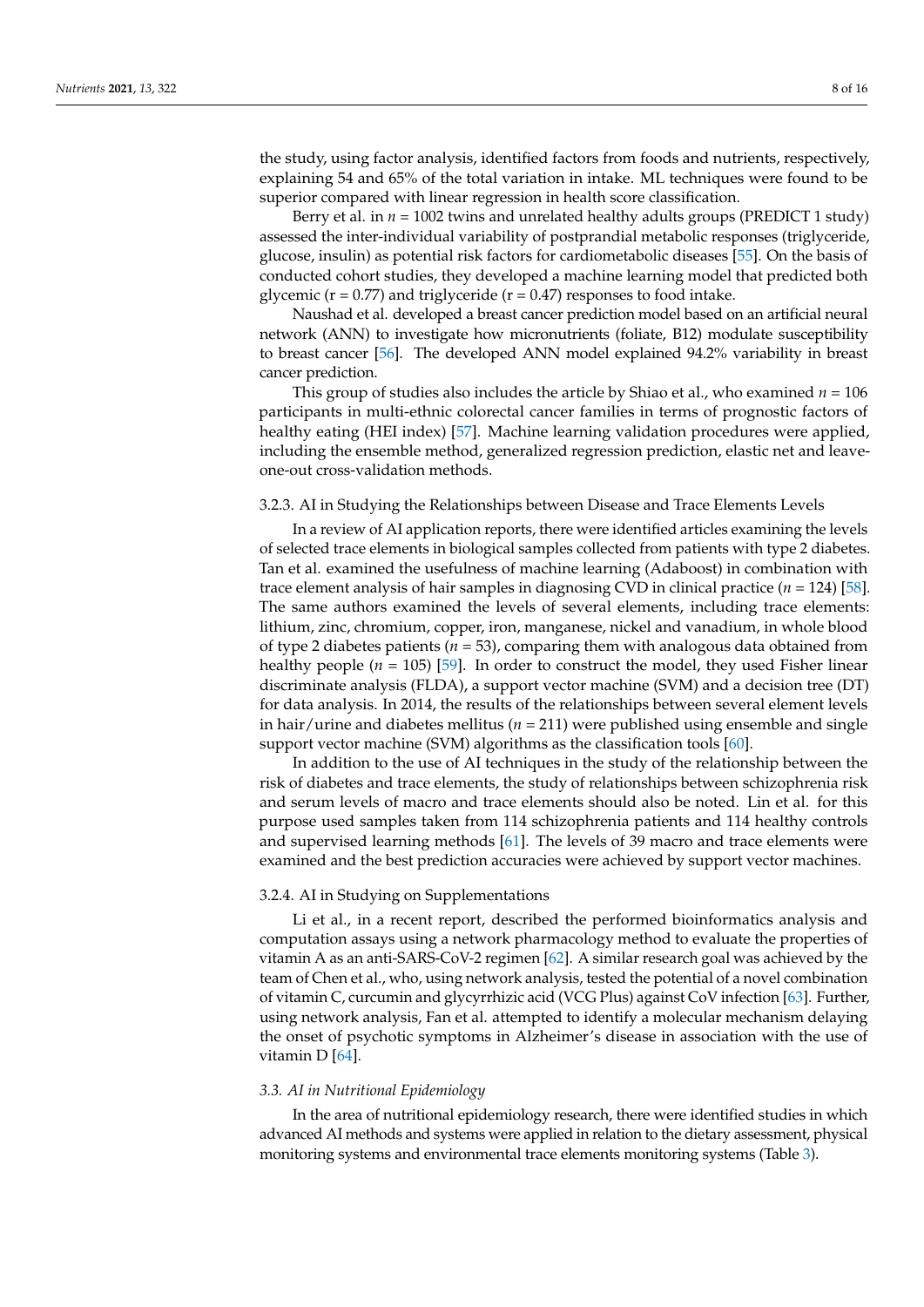the study, using factor analysis, identified factors from foods and nutrients, respectively, explaining 54 and 65% of the total variation in intake. ML techniques were found to be superior compared with linear regression in health score classification.

Berry et al. in $n$ = 1002 twins and unrelated healthy adults groups (PREDICT 1 study) assessed the inter-individual variability of postprandial metabolic responses (triglyceride, glucose, insulin) as potential risk factors for cardiometabolic diseases [55]. On the basis of conducted cohort studies, they developed a machine learning model that predicted both glycemic (r = 0.77) and triglyceride (r = 0.47) responses to food intake.

Naushad et al. developed a breast cancer prediction model based on an artificial neural network (ANN) to investigate how micronutrients (foliate, B12) modulate susceptibility to breast cancer [56]. The developed ANN model explained 94.2% variability in breast cancer prediction.

This group of studies also includes the article by Shiao et al., who examined $n$ = 106 participants in multi-ethnic colorectal cancer families in terms of prognostic factors of healthy eating (HEI index) [57]. Machine learning validation procedures were applied, including the ensemble method, generalized regression prediction, elastic net and leave-one-out cross-validation methods.

#### 3.2.3. AI in Studying the Relationships between Disease and Trace Elements Levels

In a review of AI application reports, there were identified articles examining the levels of selected trace elements in biological samples collected from patients with type 2 diabetes. Tan et al. examined the usefulness of machine learning (Adaboost) in combination with trace element analysis of hair samples in diagnosing CVD in clinical practice ($n$ = 124) [58]. The same authors examined the levels of several elements, including trace elements: lithium, zinc, chromium, copper, iron, manganese, nickel and vanadium, in whole blood of type 2 diabetes patients ($n$ = 53), comparing them with analogous data obtained from healthy people ($n$ = 105) [59]. In order to construct the model, they used Fisher linear discriminate analysis (FLDA), a support vector machine (SVM) and a decision tree (DT) for data analysis. In 2014, the results of the relationships between several element levels in hair/urine and diabetes mellitus ($n$ = 211) were published using ensemble and single support vector machine (SVM) algorithms as the classification tools [60].

In addition to the use of AI techniques in the study of the relationship between the risk of diabetes and trace elements, the study of relationships between schizophrenia risk and serum levels of macro and trace elements should also be noted. Lin et al. for this purpose used samples taken from 114 schizophrenia patients and 114 healthy controls and supervised learning methods [61]. The levels of 39 macro and trace elements were examined and the best prediction accuracies were achieved by support vector machines.

#### 3.2.4. AI in Studying on Supplementations

Li et al., in a recent report, described the performed bioinformatics analysis and computation assays using a network pharmacology method to evaluate the properties of vitamin A as an anti-SARS-CoV-2 regimen [62]. A similar research goal was achieved by the team of Chen et al., who, using network analysis, tested the potential of a novel combination of vitamin C, curcumin and glycyrrhizic acid (VCG Plus) against CoV infection [63]. Further, using network analysis, Fan et al. attempted to identify a molecular mechanism delaying the onset of psychotic symptoms in Alzheimer's disease in association with the use of vitamin D [64].

### *3.3. AI in Nutritional Epidemiology*

In the area of nutritional epidemiology research, there were identified studies in which advanced AI methods and systems were applied in relation to the dietary assessment, physical monitoring systems and environmental trace elements monitoring systems (Table 3).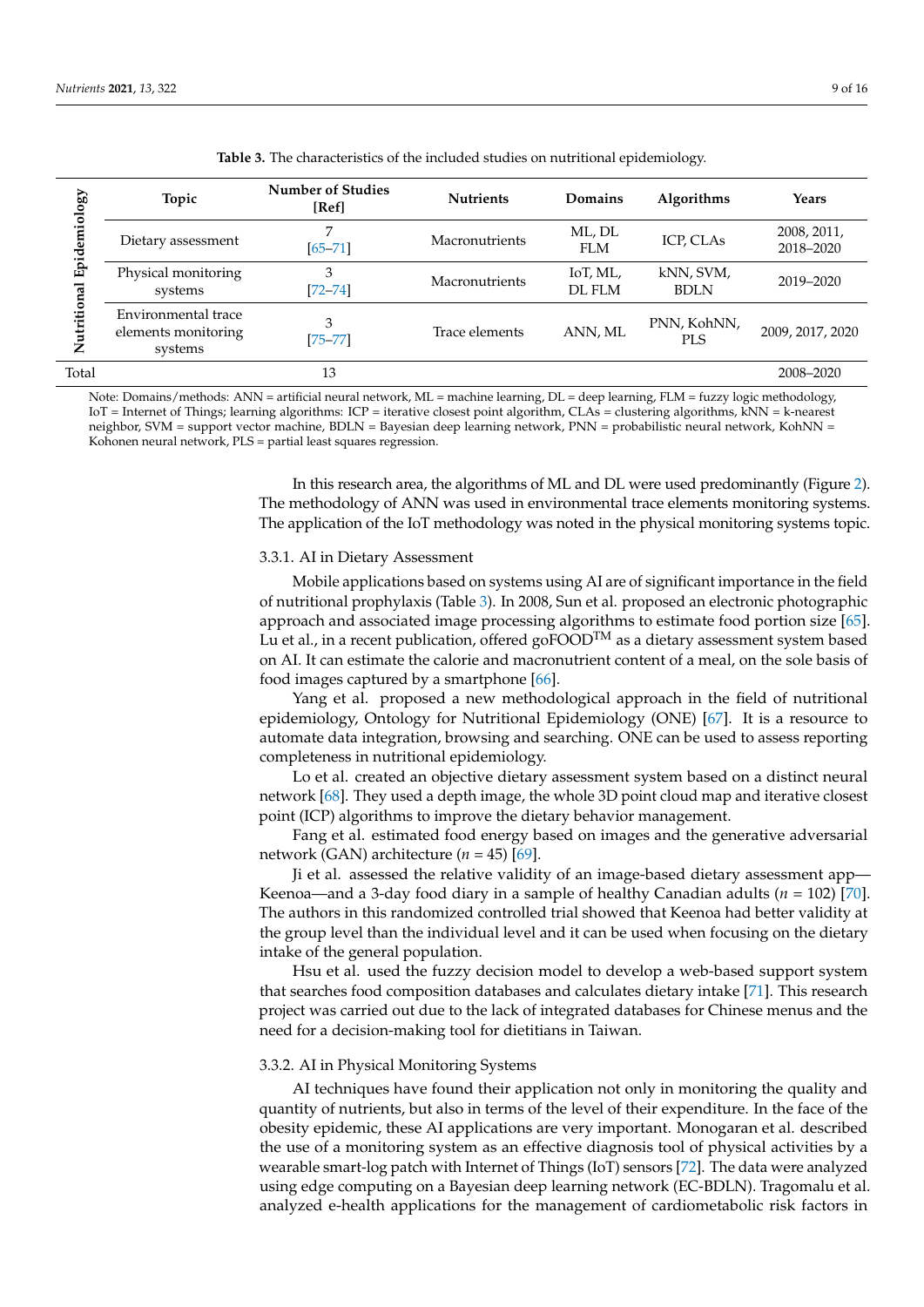**Table 3.** The characteristics of the included studies on nutritional epidemiology.

| | Topic | Number of Studies [Ref] | Nutrients | Domains | Algorithms | Years |
|---|---|---|---|---|---|---|
| Nutritional Epidemiology | Dietary assessment | 7 [65–71] | Macronutrients | ML, DL FLM | ICP, CLAs | 2008, 2011, 2018–2020 |
| | Physical monitoring systems | 3 [72–74] | Macronutrients | IoT, ML, DL FLM | kNN, SVM, BDLN | 2019–2020 |
| | Environmental trace elements monitoring systems | 3 [75–77] | Trace elements | ANN, ML | PNN, KohNN, PLS | 2009, 2017, 2020 |
| Total | | 13 | | | | 2008–2020 |

Note: Domains/methods: ANN = artificial neural network, ML = machine learning, DL = deep learning, FLM = fuzzy logic methodology, IoT = Internet of Things; learning algorithms: ICP = iterative closest point algorithm, CLAs = clustering algorithms, kNN = k-nearest neighbor, SVM = support vector machine, BDLN = Bayesian deep learning network, PNN = probabilistic neural network, KohNN = Kohonen neural network, PLS = partial least squares regression.

In this research area, the algorithms of ML and DL were used predominantly (Figure 2). The methodology of ANN was used in environmental trace elements monitoring systems. The application of the IoT methodology was noted in the physical monitoring systems topic.

#### 3.3.1. AI in Dietary Assessment

Mobile applications based on systems using AI are of significant importance in the field of nutritional prophylaxis (Table 3). In 2008, Sun et al. proposed an electronic photographic approach and associated image processing algorithms to estimate food portion size [65]. Lu et al., in a recent publication, offered goFOOD™ as a dietary assessment system based on AI. It can estimate the calorie and macronutrient content of a meal, on the sole basis of food images captured by a smartphone [66].

Yang et al. proposed a new methodological approach in the field of nutritional epidemiology, Ontology for Nutritional Epidemiology (ONE) [67]. It is a resource to automate data integration, browsing and searching. ONE can be used to assess reporting completeness in nutritional epidemiology.

Lo et al. created an objective dietary assessment system based on a distinct neural network [68]. They used a depth image, the whole 3D point cloud map and iterative closest point (ICP) algorithms to improve the dietary behavior management.

Fang et al. estimated food energy based on images and the generative adversarial network (GAN) architecture ($n$ = 45) [69].

Ji et al. assessed the relative validity of an image-based dietary assessment app—Keenoa—and a 3-day food diary in a sample of healthy Canadian adults ($n$ = 102) [70]. The authors in this randomized controlled trial showed that Keenoa had better validity at the group level than the individual level and it can be used when focusing on the dietary intake of the general population.

Hsu et al. used the fuzzy decision model to develop a web-based support system that searches food composition databases and calculates dietary intake [71]. This research project was carried out due to the lack of integrated databases for Chinese menus and the need for a decision-making tool for dietitians in Taiwan.

#### 3.3.2. AI in Physical Monitoring Systems

AI techniques have found their application not only in monitoring the quality and quantity of nutrients, but also in terms of the level of their expenditure. In the face of the obesity epidemic, these AI applications are very important. Monogaran et al. described the use of a monitoring system as an effective diagnosis tool of physical activities by a wearable smart-log patch with Internet of Things (IoT) sensors [72]. The data were analyzed using edge computing on a Bayesian deep learning network (EC-BDLN). Tragomalu et al. analyzed e-health applications for the management of cardiometabolic risk factors in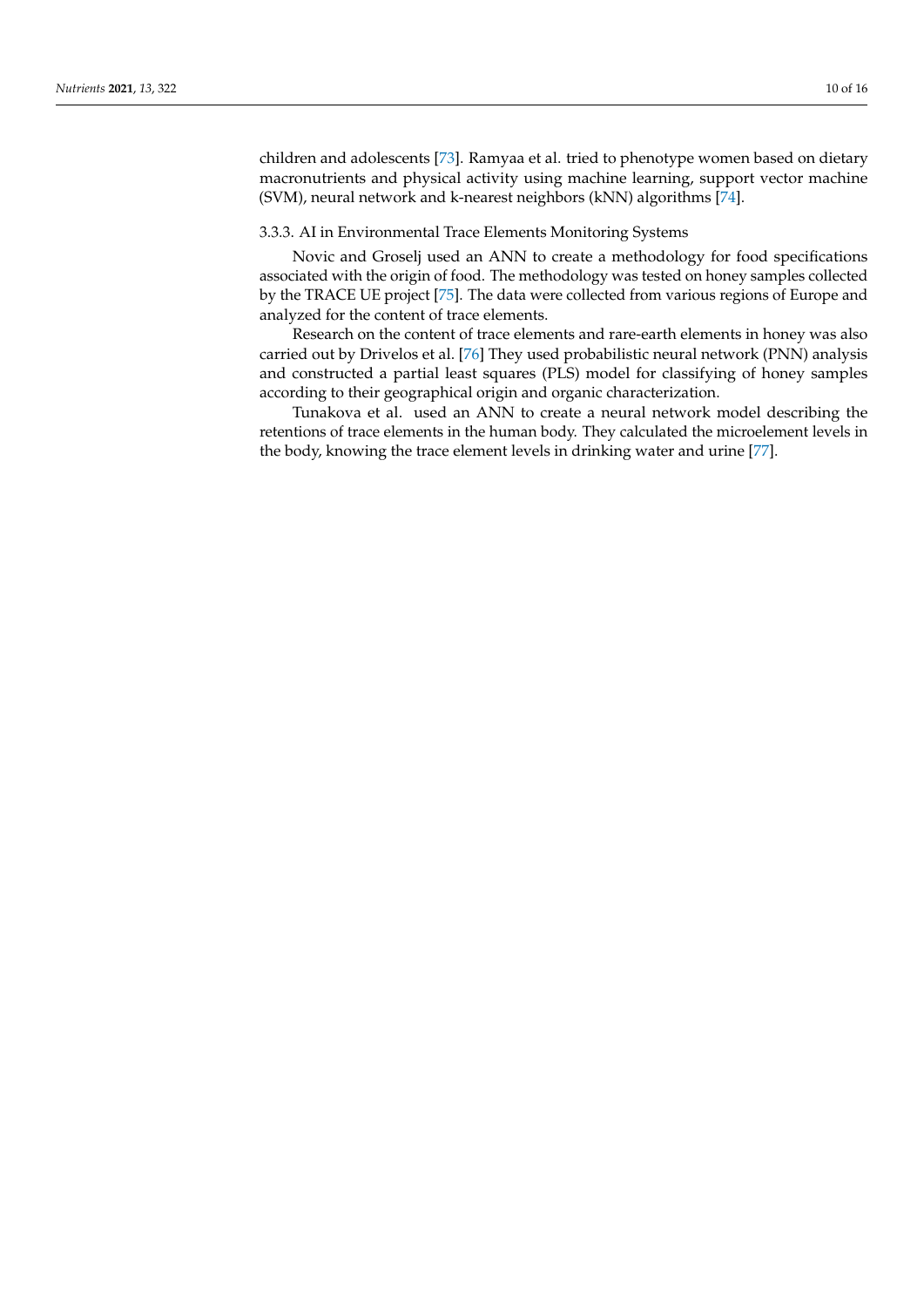children and adolescents [73]. Ramyaa et al. tried to phenotype women based on dietary macronutrients and physical activity using machine learning, support vector machine (SVM), neural network and k-nearest neighbors (kNN) algorithms [74].

#### 3.3.3. AI in Environmental Trace Elements Monitoring Systems

Novic and Groselj used an ANN to create a methodology for food specifications associated with the origin of food. The methodology was tested on honey samples collected by the TRACE UE project [75]. The data were collected from various regions of Europe and analyzed for the content of trace elements.

Research on the content of trace elements and rare-earth elements in honey was also carried out by Drivelos et al. [76] They used probabilistic neural network (PNN) analysis and constructed a partial least squares (PLS) model for classifying of honey samples according to their geographical origin and organic characterization.

Tunakova et al. used an ANN to create a neural network model describing the retentions of trace elements in the human body. They calculated the microelement levels in the body, knowing the trace element levels in drinking water and urine [77].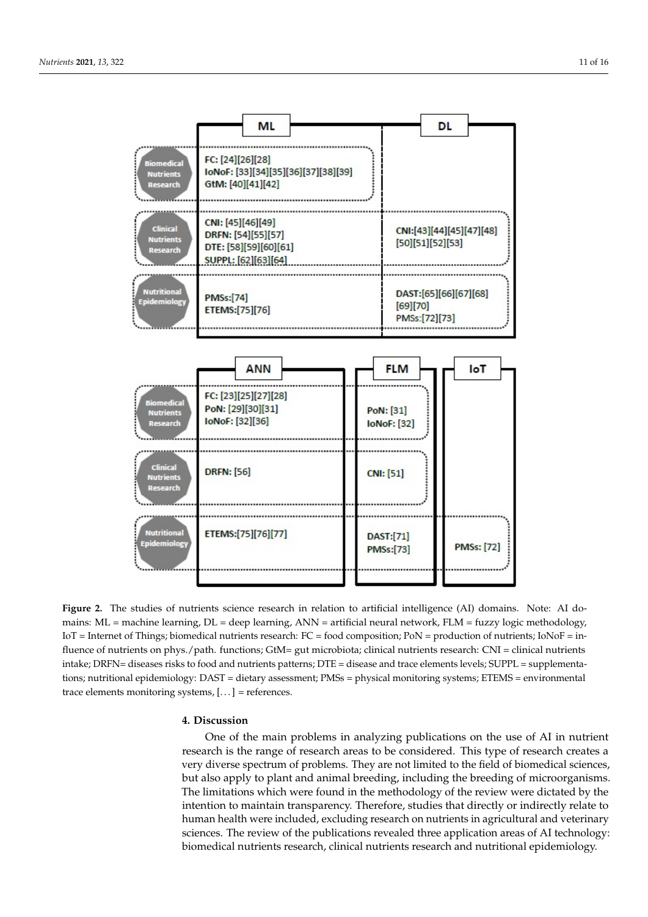| | ML | DL |
|---|---|---|
| Biomedical Nutrients Research | FC: [24][26][28]<br>IoNoF: [33][34][35][36][37][38][39]<br>GtM: [40][41][42] | |
| Clinical Nutrients Research | CNI: [45][46][49]<br>DRFN: [54][55][57]<br>DTE: [58][59][60][61]<br>SUPPL: [62][63][64] | CNI:[43][44][45][47][48][50][51][52][53] |
| Nutritional Epidemiology | PMSs:[74]<br>ETEMS:[75][76] | DAST:[65][66][67][68][69][70]<br>PMSs:[72][73] |

| | ANN | FLM | IoT |
|---|---|---|---|
| Biomedical Nutrients Research | FC: [23][25][27][28]<br>PoN: [29][30][31]<br>IoNoF: [32][36] | PoN: [31]<br>IoNoF: [32] | |
| Clinical Nutrients Research | DRFN: [56] | CNI: [51] | |
| Nutritional Epidemiology | ETEMS:[75][76][77] | DAST:[71]<br>PMSs:[73] | PMSs: [72] |

**Figure 2.** The studies of nutrients science research in relation to artificial intelligence (AI) domains. Note: AI domains: ML = machine learning, DL = deep learning, ANN = artificial neural network, FLM = fuzzy logic methodology, IoT = Internet of Things; biomedical nutrients research: FC = food composition; PoN = production of nutrients; IoNoF = influence of nutrients on phys./path. functions; GtM= gut microbiota; clinical nutrients research: CNI = clinical nutrients intake; DRFN= diseases risks to food and nutrients patterns; DTE = disease and trace elements levels; SUPPL = supplementations; nutritional epidemiology: DAST = dietary assessment; PMSs = physical monitoring systems; ETEMS = environmental trace elements monitoring systems, [. . . ] = references.

## 4. Discussion

One of the main problems in analyzing publications on the use of AI in nutrient research is the range of research areas to be considered. This type of research creates a very diverse spectrum of problems. They are not limited to the field of biomedical sciences, but also apply to plant and animal breeding, including the breeding of microorganisms. The limitations which were found in the methodology of the review were dictated by the intention to maintain transparency. Therefore, studies that directly or indirectly relate to human health were included, excluding research on nutrients in agricultural and veterinary sciences. The review of the publications revealed three application areas of AI technology: biomedical nutrients research, clinical nutrients research and nutritional epidemiology.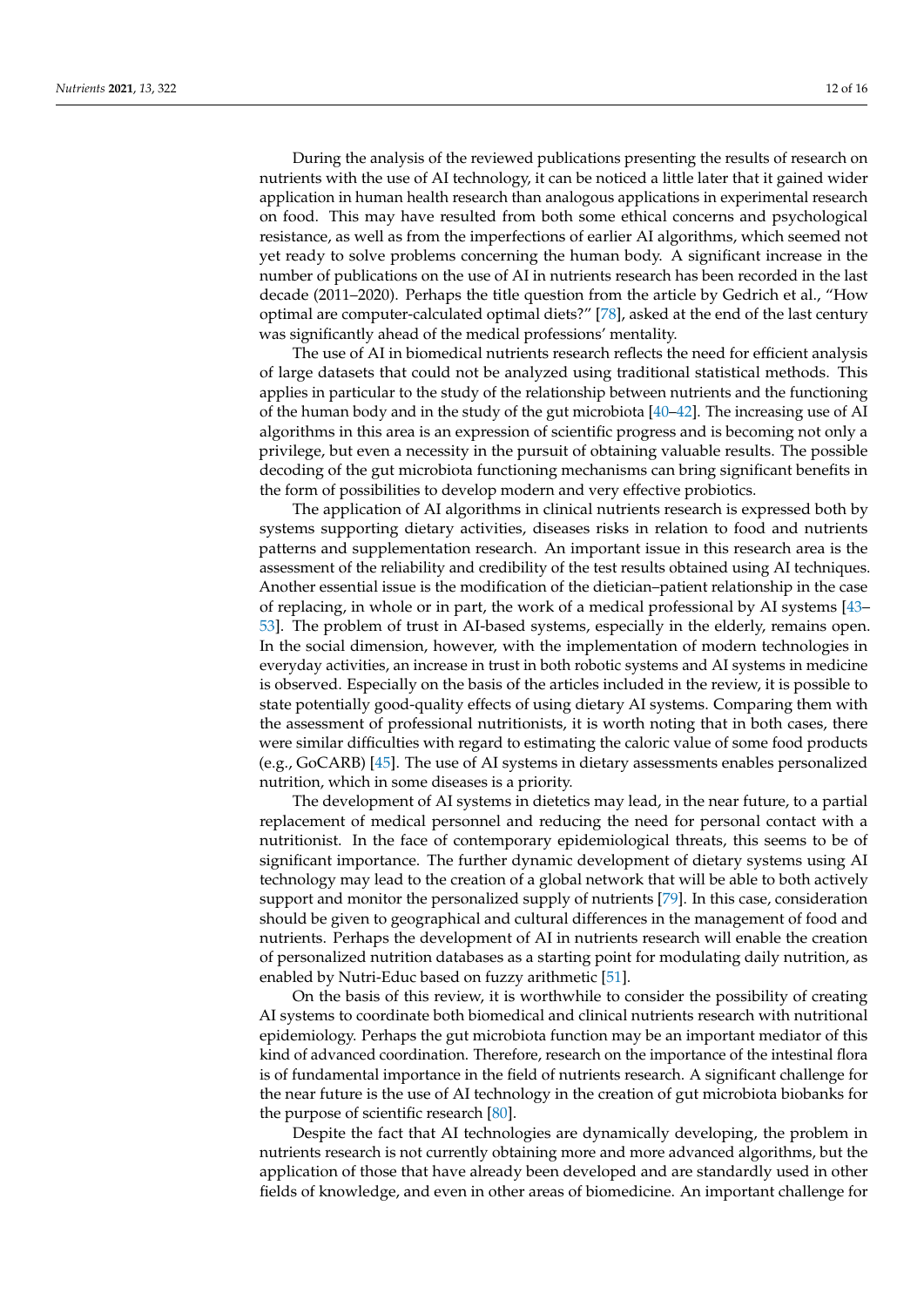During the analysis of the reviewed publications presenting the results of research on nutrients with the use of AI technology, it can be noticed a little later that it gained wider application in human health research than analogous applications in experimental research on food. This may have resulted from both some ethical concerns and psychological resistance, as well as from the imperfections of earlier AI algorithms, which seemed not yet ready to solve problems concerning the human body. A significant increase in the number of publications on the use of AI in nutrients research has been recorded in the last decade (2011–2020). Perhaps the title question from the article by Gedrich et al., "How optimal are computer-calculated optimal diets?" [78], asked at the end of the last century was significantly ahead of the medical professions' mentality.

The use of AI in biomedical nutrients research reflects the need for efficient analysis of large datasets that could not be analyzed using traditional statistical methods. This applies in particular to the study of the relationship between nutrients and the functioning of the human body and in the study of the gut microbiota [40–42]. The increasing use of AI algorithms in this area is an expression of scientific progress and is becoming not only a privilege, but even a necessity in the pursuit of obtaining valuable results. The possible decoding of the gut microbiota functioning mechanisms can bring significant benefits in the form of possibilities to develop modern and very effective probiotics.

The application of AI algorithms in clinical nutrients research is expressed both by systems supporting dietary activities, diseases risks in relation to food and nutrients patterns and supplementation research. An important issue in this research area is the assessment of the reliability and credibility of the test results obtained using AI techniques. Another essential issue is the modification of the dietician–patient relationship in the case of replacing, in whole or in part, the work of a medical professional by AI systems [43–53]. The problem of trust in AI-based systems, especially in the elderly, remains open. In the social dimension, however, with the implementation of modern technologies in everyday activities, an increase in trust in both robotic systems and AI systems in medicine is observed. Especially on the basis of the articles included in the review, it is possible to state potentially good-quality effects of using dietary AI systems. Comparing them with the assessment of professional nutritionists, it is worth noting that in both cases, there were similar difficulties with regard to estimating the caloric value of some food products (e.g., GoCARB) [45]. The use of AI systems in dietary assessments enables personalized nutrition, which in some diseases is a priority.

The development of AI systems in dietetics may lead, in the near future, to a partial replacement of medical personnel and reducing the need for personal contact with a nutritionist. In the face of contemporary epidemiological threats, this seems to be of significant importance. The further dynamic development of dietary systems using AI technology may lead to the creation of a global network that will be able to both actively support and monitor the personalized supply of nutrients [79]. In this case, consideration should be given to geographical and cultural differences in the management of food and nutrients. Perhaps the development of AI in nutrients research will enable the creation of personalized nutrition databases as a starting point for modulating daily nutrition, as enabled by Nutri-Educ based on fuzzy arithmetic [51].

On the basis of this review, it is worthwhile to consider the possibility of creating AI systems to coordinate both biomedical and clinical nutrients research with nutritional epidemiology. Perhaps the gut microbiota function may be an important mediator of this kind of advanced coordination. Therefore, research on the importance of the intestinal flora is of fundamental importance in the field of nutrients research. A significant challenge for the near future is the use of AI technology in the creation of gut microbiota biobanks for the purpose of scientific research [80].

Despite the fact that AI technologies are dynamically developing, the problem in nutrients research is not currently obtaining more and more advanced algorithms, but the application of those that have already been developed and are standardly used in other fields of knowledge, and even in other areas of biomedicine. An important challenge for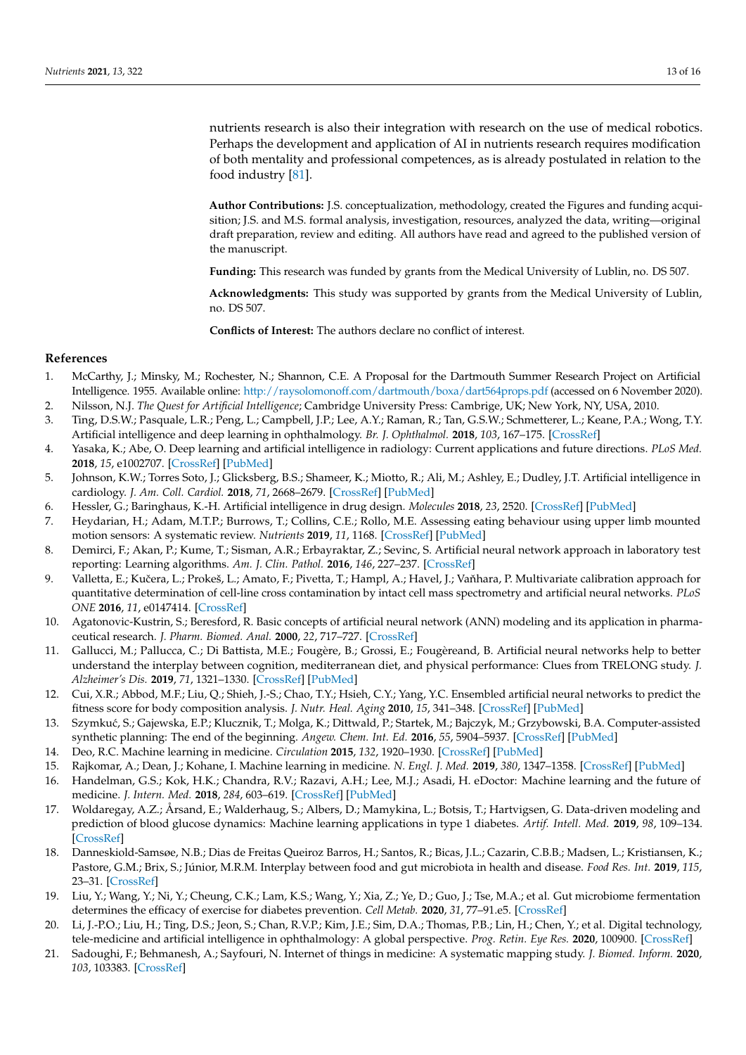nutrients research is also their integration with research on the use of medical robotics. Perhaps the development and application of AI in nutrients research requires modification of both mentality and professional competences, as is already postulated in relation to the food industry [81].

**Author Contributions:** J.S. conceptualization, methodology, created the Figures and funding acquisition; J.S. and M.S. formal analysis, investigation, resources, analyzed the data, writing—original draft preparation, review and editing. All authors have read and agreed to the published version of the manuscript.

**Funding:** This research was funded by grants from the Medical University of Lublin, no. DS 507.

**Acknowledgments:** This study was supported by grants from the Medical University of Lublin, no. DS 507.

**Conflicts of Interest:** The authors declare no conflict of interest.

## References

1. McCarthy, J.; Minsky, M.; Rochester, N.; Shannon, C.E. A Proposal for the Dartmouth Summer Research Project on Artificial Intelligence. 1955. Available online: http://raysolomonoff.com/dartmouth/boxa/dart564props.pdf (accessed on 6 November 2020).
2. Nilsson, N.J. *The Quest for Artificial Intelligence*; Cambridge University Press: Cambrige, UK; New York, NY, USA, 2010.
3. Ting, D.S.W.; Pasquale, L.R.; Peng, L.; Campbell, J.P.; Lee, A.Y.; Raman, R.; Tan, G.S.W.; Schmetterer, L.; Keane, P.A.; Wong, T.Y. Artificial intelligence and deep learning in ophthalmology. *Br. J. Ophthalmol.* **2018**, *103*, 167–175. [CrossRef]
4. Yasaka, K.; Abe, O. Deep learning and artificial intelligence in radiology: Current applications and future directions. *PLoS Med.* **2018**, *15*, e1002707. [CrossRef] [PubMed]
5. Johnson, K.W.; Torres Soto, J.; Glicksberg, B.S.; Shameer, K.; Miotto, R.; Ali, M.; Ashley, E.; Dudley, J.T. Artificial intelligence in cardiology. *J. Am. Coll. Cardiol.* **2018**, *71*, 2668–2679. [CrossRef] [PubMed]
6. Hessler, G.; Baringhaus, K.-H. Artificial intelligence in drug design. *Molecules* **2018**, *23*, 2520. [CrossRef] [PubMed]
7. Heydarian, H.; Adam, M.T.P.; Burrows, T.; Collins, C.E.; Rollo, M.E. Assessing eating behaviour using upper limb mounted motion sensors: A systematic review. *Nutrients* **2019**, *11*, 1168. [CrossRef] [PubMed]
8. Demirci, F.; Akan, P.; Kume, T.; Sisman, A.R.; Erbayraktar, Z.; Sevinc, S. Artificial neural network approach in laboratory test reporting: Learning algorithms. *Am. J. Clin. Pathol.* **2016**, *146*, 227–237. [CrossRef]
9. Valletta, E.; Kučera, L.; Prokeš, L.; Amato, F.; Pivetta, T.; Hampl, A.; Havel, J.; Vaňhara, P. Multivariate calibration approach for quantitative determination of cell-line cross contamination by intact cell mass spectrometry and artificial neural networks. *PLoS ONE* **2016**, *11*, e0147414. [CrossRef]
10. Agatonovic-Kustrin, S.; Beresford, R. Basic concepts of artificial neural network (ANN) modeling and its application in pharmaceutical research. *J. Pharm. Biomed. Anal.* **2000**, *22*, 717–727. [CrossRef]
11. Gallucci, M.; Pallucca, C.; Di Battista, M.E.; Fougère, B.; Grossi, E.; Fougèreand, B. Artificial neural networks help to better understand the interplay between cognition, mediterranean diet, and physical performance: Clues from TRELONG study. *J. Alzheimer's Dis.* **2019**, *71*, 1321–1330. [CrossRef] [PubMed]
12. Cui, X.R.; Abbod, M.F.; Liu, Q.; Shieh, J.-S.; Chao, T.Y.; Hsieh, C.Y.; Yang, Y.C. Ensembled artificial neural networks to predict the fitness score for body composition analysis. *J. Nutr. Heal. Aging* **2010**, *15*, 341–348. [CrossRef] [PubMed]
13. Szymkuć, S.; Gajewska, E.P.; Klucznik, T.; Molga, K.; Dittwald, P.; Startek, M.; Bajczyk, M.; Grzybowski, B.A. Computer-assisted synthetic planning: The end of the beginning. *Angew. Chem. Int. Ed.* **2016**, *55*, 5904–5937. [CrossRef] [PubMed]
14. Deo, R.C. Machine learning in medicine. *Circulation* **2015**, *132*, 1920–1930. [CrossRef] [PubMed]
15. Rajkomar, A.; Dean, J.; Kohane, I. Machine learning in medicine. *N. Engl. J. Med.* **2019**, *380*, 1347–1358. [CrossRef] [PubMed]
16. Handelman, G.S.; Kok, H.K.; Chandra, R.V.; Razavi, A.H.; Lee, M.J.; Asadi, H. eDoctor: Machine learning and the future of medicine. *J. Intern. Med.* **2018**, *284*, 603–619. [CrossRef] [PubMed]
17. Woldaregay, A.Z.; Årsand, E.; Walderhaug, S.; Albers, D.; Mamykina, L.; Botsis, T.; Hartvigsen, G. Data-driven modeling and prediction of blood glucose dynamics: Machine learning applications in type 1 diabetes. *Artif. Intell. Med.* **2019**, *98*, 109–134. [CrossRef]
18. Danneskiold-Samsøe, N.B.; Dias de Freitas Queiroz Barros, H.; Santos, R.; Bicas, J.L.; Cazarin, C.B.B.; Madsen, L.; Kristiansen, K.; Pastore, G.M.; Brix, S.; Júnior, M.R.M. Interplay between food and gut microbiota in health and disease. *Food Res. Int.* **2019**, *115*, 23–31. [CrossRef]
19. Liu, Y.; Wang, Y.; Ni, Y.; Cheung, C.K.; Lam, K.S.; Wang, Y.; Xia, Z.; Ye, D.; Guo, J.; Tse, M.A.; et al. Gut microbiome fermentation determines the efficacy of exercise for diabetes prevention. *Cell Metab.* **2020**, *31*, 77–91.e5. [CrossRef]
20. Li, J.-P.O.; Liu, H.; Ting, D.S.; Jeon, S.; Chan, R.V.P.; Kim, J.E.; Sim, D.A.; Thomas, P.B.; Lin, H.; Chen, Y.; et al. Digital technology, tele-medicine and artificial intelligence in ophthalmology: A global perspective. *Prog. Retin. Eye Res.* **2020**, 100900. [CrossRef]
21. Sadoughi, F.; Behmanesh, A.; Sayfouri, N. Internet of things in medicine: A systematic mapping study. *J. Biomed. Inform.* **2020**, *103*, 103383. [CrossRef]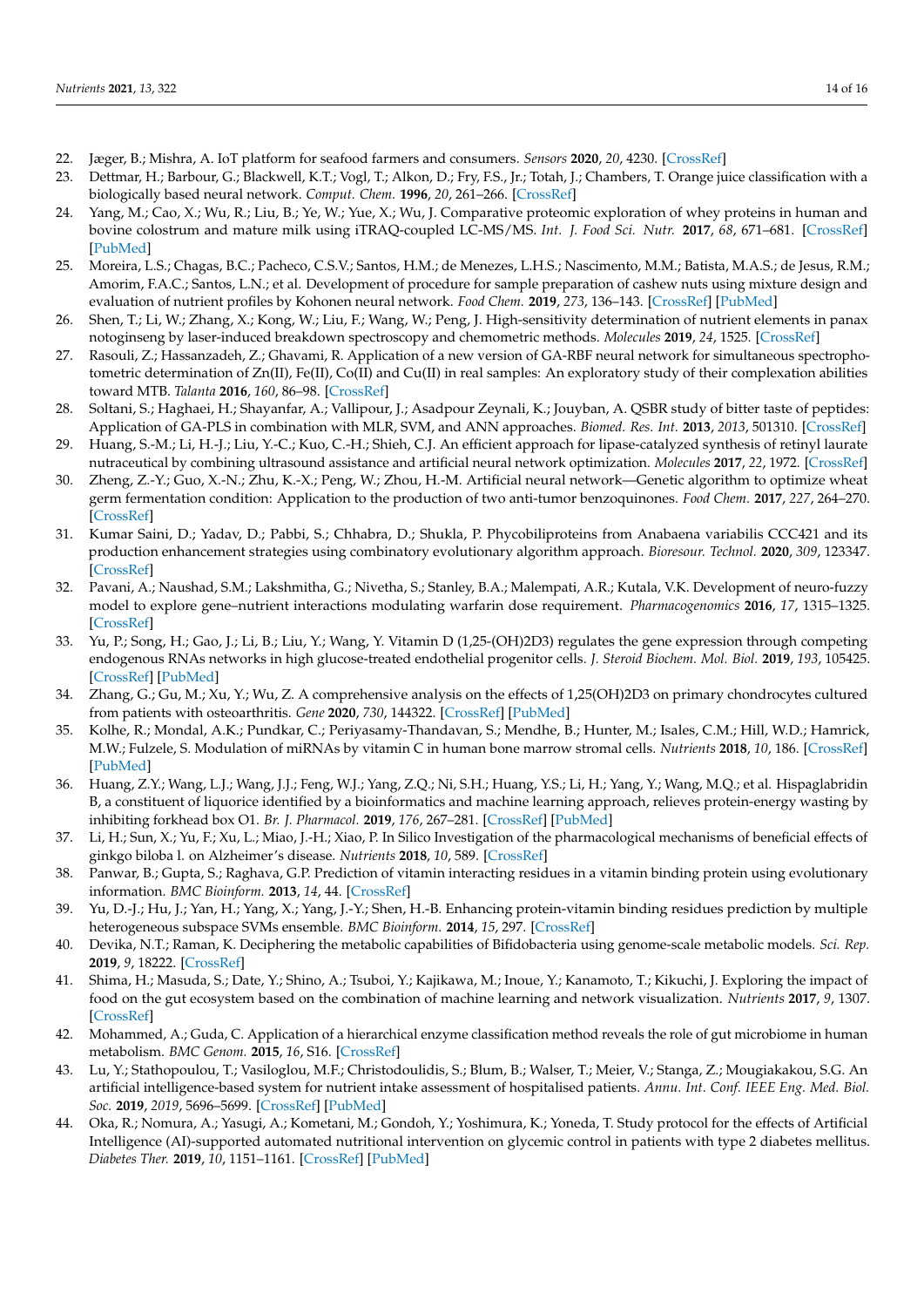22. Jæger, B.; Mishra, A. IoT platform for seafood farmers and consumers. *Sensors* **2020**, *20*, 4230. [CrossRef]
23. Dettmar, H.; Barbour, G.; Blackwell, K.T.; Vogl, T.; Alkon, D.; Fry, F.S., Jr.; Totah, J.; Chambers, T. Orange juice classification with a biologically based neural network. *Comput. Chem.* **1996**, *20*, 261–266. [CrossRef]
24. Yang, M.; Cao, X.; Wu, R.; Liu, B.; Ye, W.; Yue, X.; Wu, J. Comparative proteomic exploration of whey proteins in human and bovine colostrum and mature milk using iTRAQ-coupled LC-MS/MS. *Int. J. Food Sci. Nutr.* **2017**, *68*, 671–681. [CrossRef] [PubMed]
25. Moreira, L.S.; Chagas, B.C.; Pacheco, C.S.V.; Santos, H.M.; de Menezes, L.H.S.; Nascimento, M.M.; Batista, M.A.S.; de Jesus, R.M.; Amorim, F.A.C.; Santos, L.N.; et al. Development of procedure for sample preparation of cashew nuts using mixture design and evaluation of nutrient profiles by Kohonen neural network. *Food Chem.* **2019**, *273*, 136–143. [CrossRef] [PubMed]
26. Shen, T.; Li, W.; Zhang, X.; Kong, W.; Liu, F.; Wang, W.; Peng, J. High-sensitivity determination of nutrient elements in panax notoginseng by laser-induced breakdown spectroscopy and chemometric methods. *Molecules* **2019**, *24*, 1525. [CrossRef]
27. Rasouli, Z.; Hassanzadeh, Z.; Ghavami, R. Application of a new version of GA-RBF neural network for simultaneous spectrophotometric determination of Zn(II), Fe(II), Co(II) and Cu(II) in real samples: An exploratory study of their complexation abilities toward MTB. *Talanta* **2016**, *160*, 86–98. [CrossRef]
28. Soltani, S.; Haghaei, H.; Shayanfar, A.; Vallipour, J.; Asadpour Zeynali, K.; Jouyban, A. QSBR study of bitter taste of peptides: Application of GA-PLS in combination with MLR, SVM, and ANN approaches. *Biomed. Res. Int.* **2013**, *2013*, 501310. [CrossRef]
29. Huang, S.-M.; Li, H.-J.; Liu, Y.-C.; Kuo, C.-H.; Shieh, C.J. An efficient approach for lipase-catalyzed synthesis of retinyl laurate nutraceutical by combining ultrasound assistance and artificial neural network optimization. *Molecules* **2017**, *22*, 1972. [CrossRef]
30. Zheng, Z.-Y.; Guo, X.-N.; Zhu, K.-X.; Peng, W.; Zhou, H.-M. Artificial neural network—Genetic algorithm to optimize wheat germ fermentation condition: Application to the production of two anti-tumor benzoquinones. *Food Chem.* **2017**, *227*, 264–270. [CrossRef]
31. Kumar Saini, D.; Yadav, D.; Pabbi, S.; Chhabra, D.; Shukla, P. Phycobiliproteins from Anabaena variabilis CCC421 and its production enhancement strategies using combinatory evolutionary algorithm approach. *Bioresour. Technol.* **2020**, *309*, 123347. [CrossRef]
32. Pavani, A.; Naushad, S.M.; Lakshmitha, G.; Nivetha, S.; Stanley, B.A.; Malempati, A.R.; Kutala, V.K. Development of neuro-fuzzy model to explore gene–nutrient interactions modulating warfarin dose requirement. *Pharmacogenomics* **2016**, *17*, 1315–1325. [CrossRef]
33. Yu, P.; Song, H.; Gao, J.; Li, B.; Liu, Y.; Wang, Y. Vitamin D (1,25-(OH)2D3) regulates the gene expression through competing endogenous RNAs networks in high glucose-treated endothelial progenitor cells. *J. Steroid Biochem. Mol. Biol.* **2019**, *193*, 105425. [CrossRef] [PubMed]
34. Zhang, G.; Gu, M.; Xu, Y.; Wu, Z. A comprehensive analysis on the effects of 1,25(OH)2D3 on primary chondrocytes cultured from patients with osteoarthritis. *Gene* **2020**, *730*, 144322. [CrossRef] [PubMed]
35. Kolhe, R.; Mondal, A.K.; Pundkar, C.; Periyasamy-Thandavan, S.; Mendhe, B.; Hunter, M.; Isales, C.M.; Hill, W.D.; Hamrick, M.W.; Fulzele, S. Modulation of miRNAs by vitamin C in human bone marrow stromal cells. *Nutrients* **2018**, *10*, 186. [CrossRef] [PubMed]
36. Huang, Z.Y.; Wang, L.J.; Wang, J.J.; Feng, W.J.; Yang, Z.Q.; Ni, S.H.; Huang, Y.S.; Li, H.; Yang, Y.; Wang, M.Q.; et al. Hispaglabridin B, a constituent of liquorice identified by a bioinformatics and machine learning approach, relieves protein-energy wasting by inhibiting forkhead box O1. *Br. J. Pharmacol.* **2019**, *176*, 267–281. [CrossRef] [PubMed]
37. Li, H.; Sun, X.; Yu, F.; Xu, L.; Miao, J.-H.; Xiao, P. In Silico Investigation of the pharmacological mechanisms of beneficial effects of ginkgo biloba l. on Alzheimer's disease. *Nutrients* **2018**, *10*, 589. [CrossRef]
38. Panwar, B.; Gupta, S.; Raghava, G.P. Prediction of vitamin interacting residues in a vitamin binding protein using evolutionary information. *BMC Bioinform.* **2013**, *14*, 44. [CrossRef]
39. Yu, D.-J.; Hu, J.; Yan, H.; Yang, X.; Yang, J.-Y.; Shen, H.-B. Enhancing protein-vitamin binding residues prediction by multiple heterogeneous subspace SVMs ensemble. *BMC Bioinform.* **2014**, *15*, 297. [CrossRef]
40. Devika, N.T.; Raman, K. Deciphering the metabolic capabilities of Bifidobacteria using genome-scale metabolic models. *Sci. Rep.* **2019**, *9*, 18222. [CrossRef]
41. Shima, H.; Masuda, S.; Date, Y.; Shino, A.; Tsuboi, Y.; Kajikawa, M.; Inoue, Y.; Kanamoto, T.; Kikuchi, J. Exploring the impact of food on the gut ecosystem based on the combination of machine learning and network visualization. *Nutrients* **2017**, *9*, 1307. [CrossRef]
42. Mohammed, A.; Guda, C. Application of a hierarchical enzyme classification method reveals the role of gut microbiome in human metabolism. *BMC Genom.* **2015**, *16*, S16. [CrossRef]
43. Lu, Y.; Stathopoulou, T.; Vasiloglou, M.F.; Christodoulidis, S.; Blum, B.; Walser, T.; Meier, V.; Stanga, Z.; Mougiakakou, S.G. An artificial intelligence-based system for nutrient intake assessment of hospitalised patients. *Annu. Int. Conf. IEEE Eng. Med. Biol. Soc.* **2019**, *2019*, 5696–5699. [CrossRef] [PubMed]
44. Oka, R.; Nomura, A.; Yasugi, A.; Kometani, M.; Gondoh, Y.; Yoshimura, K.; Yoneda, T. Study protocol for the effects of Artificial Intelligence (AI)-supported automated nutritional intervention on glycemic control in patients with type 2 diabetes mellitus. *Diabetes Ther.* **2019**, *10*, 1151–1161. [CrossRef] [PubMed]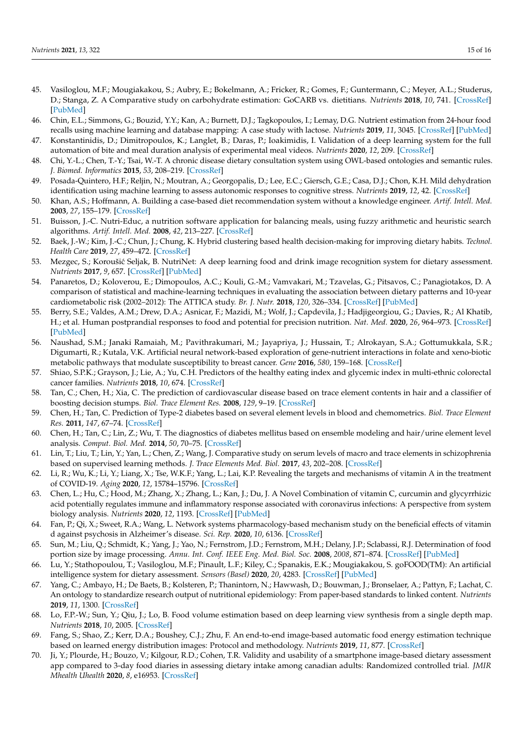45. Vasiloglou, M.F.; Mougiakakou, S.; Aubry, E.; Bokelmann, A.; Fricker, R.; Gomes, F.; Guntermann, C.; Meyer, A.L.; Studerus, D.; Stanga, Z. A Comparative study on carbohydrate estimation: GoCARB vs. dietitians. *Nutrients* **2018**, *10*, 741. [CrossRef] [PubMed]
46. Chin, E.L.; Simmons, G.; Bouzid, Y.Y.; Kan, A.; Burnett, D.J.; Tagkopoulos, I.; Lemay, D.G. Nutrient estimation from 24-hour food recalls using machine learning and database mapping: A case study with lactose. *Nutrients* **2019**, *11*, 3045. [CrossRef] [PubMed]
47. Konstantinidis, D.; Dimitropoulos, K.; Langlet, B.; Daras, P.; Ioakimidis, I. Validation of a deep learning system for the full automation of bite and meal duration analysis of experimental meal videos. *Nutrients* **2020**, *12*, 209. [CrossRef]
48. Chi, Y.-L.; Chen, T.-Y.; Tsai, W.-T. A chronic disease dietary consultation system using OWL-based ontologies and semantic rules. *J. Biomed. Informatics* **2015**, *53*, 208–219. [CrossRef]
49. Posada-Quintero, H.F.; Reljin, N.; Moutran, A.; Georgopalis, D.; Lee, E.C.; Giersch, G.E.; Casa, D.J.; Chon, K.H. Mild dehydration identification using machine learning to assess autonomic responses to cognitive stress. *Nutrients* **2019**, *12*, 42. [CrossRef]
50. Khan, A.S.; Hoffmann, A. Building a case-based diet recommendation system without a knowledge engineer. *Artif. Intell. Med.* **2003**, *27*, 155–179. [CrossRef]
51. Buisson, J.-C. Nutri-Educ, a nutrition software application for balancing meals, using fuzzy arithmetic and heuristic search algorithms. *Artif. Intell. Med.* **2008**, *42*, 213–227. [CrossRef]
52. Baek, J.-W.; Kim, J.-C.; Chun, J.; Chung, K. Hybrid clustering based health decision-making for improving dietary habits. *Technol. Health Care* **2019**, *27*, 459–472. [CrossRef]
53. Mezgec, S.; Koroušić Seljak, B. NutriNet: A deep learning food and drink image recognition system for dietary assessment. *Nutrients* **2017**, *9*, 657. [CrossRef] [PubMed]
54. Panaretos, D.; Koloverou, E.; Dimopoulos, A.C.; Kouli, G.-M.; Vamvakari, M.; Tzavelas, G.; Pitsavos, C.; Panagiotakos, D. A comparison of statistical and machine-learning techniques in evaluating the association between dietary patterns and 10-year cardiometabolic risk (2002–2012): The ATTICA study. *Br. J. Nutr.* **2018**, *120*, 326–334. [CrossRef] [PubMed]
55. Berry, S.E.; Valdes, A.M.; Drew, D.A.; Asnicar, F.; Mazidi, M.; Wolf, J.; Capdevila, J.; Hadjigeorgiou, G.; Davies, R.; Al Khatib, H.; et al. Human postprandial responses to food and potential for precision nutrition. *Nat. Med.* **2020**, *26*, 964–973. [CrossRef] [PubMed]
56. Naushad, S.M.; Janaki Ramaiah, M.; Pavithrakumari, M.; Jayapriya, J.; Hussain, T.; Alrokayan, S.A.; Gottumukkala, S.R.; Digumarti, R.; Kutala, V.K. Artificial neural network-based exploration of gene-nutrient interactions in folate and xeno-biotic metabolic pathways that modulate susceptibility to breast cancer. *Gene* **2016**, *580*, 159–168. [CrossRef]
57. Shiao, S.P.K.; Grayson, J.; Lie, A.; Yu, C.H. Predictors of the healthy eating index and glycemic index in multi-ethnic colorectal cancer families. *Nutrients* **2018**, *10*, 674. [CrossRef]
58. Tan, C.; Chen, H.; Xia, C. The prediction of cardiovascular disease based on trace element contents in hair and a classifier of boosting decision stumps. *Biol. Trace Element Res.* **2008**, *129*, 9–19. [CrossRef]
59. Chen, H.; Tan, C. Prediction of Type-2 diabetes based on several element levels in blood and chemometrics. *Biol. Trace Element Res.* **2011**, *147*, 67–74. [CrossRef]
60. Chen, H.; Tan, C.; Lin, Z.; Wu, T. The diagnostics of diabetes mellitus based on ensemble modeling and hair/urine element level analysis. *Comput. Biol. Med.* **2014**, *50*, 70–75. [CrossRef]
61. Lin, T.; Liu, T.; Lin, Y.; Yan, L.; Chen, Z.; Wang, J. Comparative study on serum levels of macro and trace elements in schizophrenia based on supervised learning methods. *J. Trace Elements Med. Biol.* **2017**, *43*, 202–208. [CrossRef]
62. Li, R.; Wu, K.; Li, Y.; Liang, X.; Tse, W.K.F.; Yang, L.; Lai, K.P. Revealing the targets and mechanisms of vitamin A in the treatment of COVID-19. *Aging* **2020**, *12*, 15784–15796. [CrossRef]
63. Chen, L.; Hu, C.; Hood, M.; Zhang, X.; Zhang, L.; Kan, J.; Du, J. A Novel Combination of vitamin C, curcumin and glycyrrhizic acid potentially regulates immune and inflammatory response associated with coronavirus infections: A perspective from system biology analysis. *Nutrients* **2020**, *12*, 1193. [CrossRef] [PubMed]
64. Fan, P.; Qi, X.; Sweet, R.A.; Wang, L. Network systems pharmacology-based mechanism study on the beneficial effects of vitamin d against psychosis in Alzheimer's disease. *Sci. Rep.* **2020**, *10*, 6136. [CrossRef]
65. Sun, M.; Liu, Q.; Schmidt, K.; Yang, J.; Yao, N.; Fernstrom, J.D.; Fernstrom, M.H.; Delany, J.P.; Sclabassi, R.J. Determination of food portion size by image processing. *Annu. Int. Conf. IEEE Eng. Med. Biol. Soc.* **2008**, *2008*, 871–874. [CrossRef] [PubMed]
66. Lu, Y.; Stathopoulou, T.; Vasiloglou, M.F.; Pinault, L.F.; Kiley, C.; Spanakis, E.K.; Mougiakakou, S. goFOOD(TM): An artificial intelligence system for dietary assessment. *Sensors (Basel)* **2020**, *20*, 4283. [CrossRef] [PubMed]
67. Yang, C.; Ambayo, H.; De Baets, B.; Kolsteren, P.; Thanintorn, N.; Hawwash, D.; Bouwman, J.; Bronselaer, A.; Pattyn, F.; Lachat, C. An ontology to standardize research output of nutritional epidemiology: From paper-based standards to linked content. *Nutrients* **2019**, *11*, 1300. [CrossRef]
68. Lo, F.P.-W.; Sun, Y.; Qiu, J.; Lo, B. Food volume estimation based on deep learning view synthesis from a single depth map. *Nutrients* **2018**, *10*, 2005. [CrossRef]
69. Fang, S.; Shao, Z.; Kerr, D.A.; Boushey, C.J.; Zhu, F. An end-to-end image-based automatic food energy estimation technique based on learned energy distribution images: Protocol and methodology. *Nutrients* **2019**, *11*, 877. [CrossRef]
70. Ji, Y.; Plourde, H.; Bouzo, V.; Kilgour, R.D.; Cohen, T.R. Validity and usability of a smartphone image-based dietary assessment app compared to 3-day food diaries in assessing dietary intake among canadian adults: Randomized controlled trial. *JMIR Mhealth Uhealth* **2020**, *8*, e16953. [CrossRef]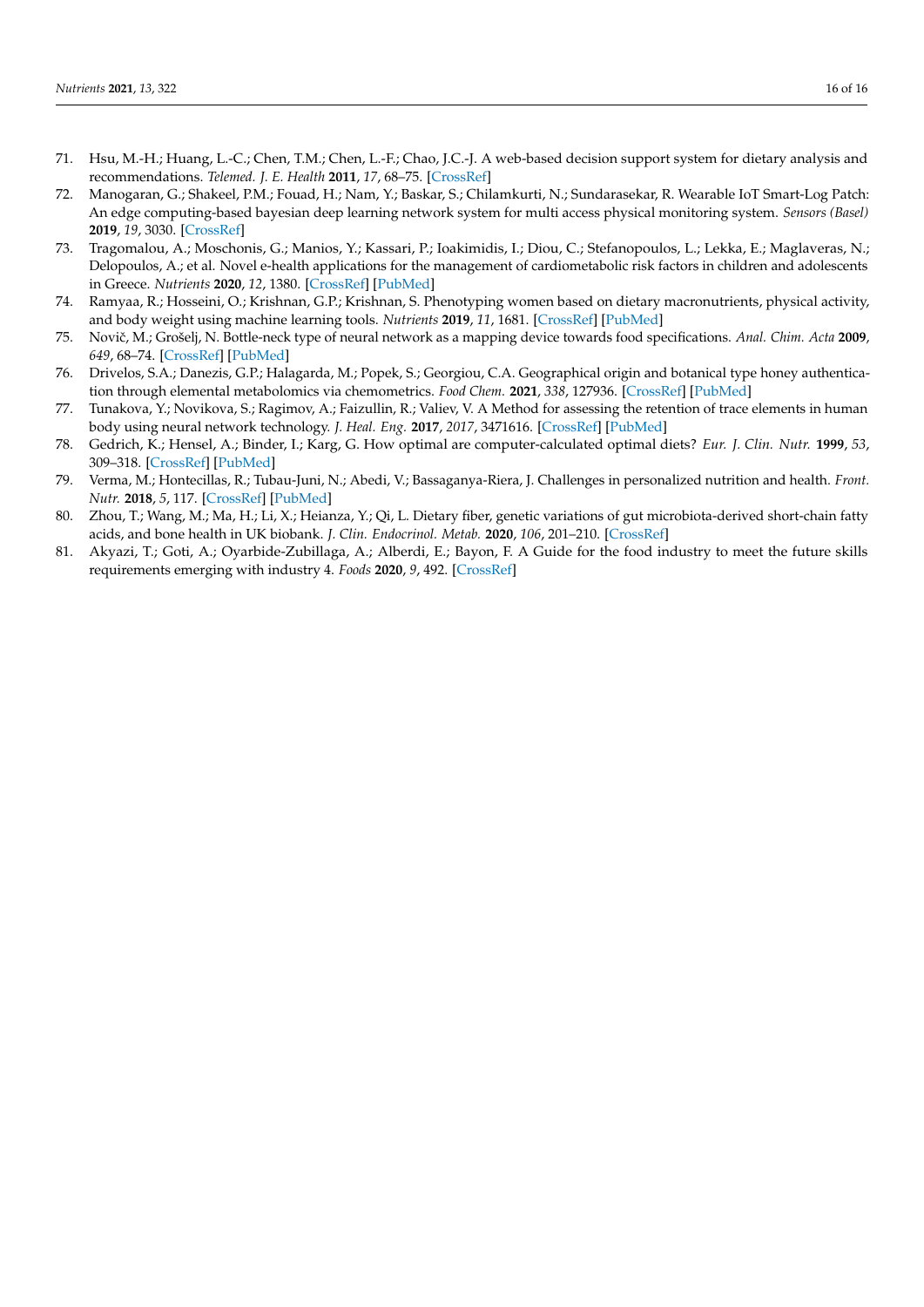71. Hsu, M.-H.; Huang, L.-C.; Chen, T.M.; Chen, L.-F.; Chao, J.C.-J. A web-based decision support system for dietary analysis and recommendations. *Telemed. J. E. Health* **2011**, *17*, 68–75. [CrossRef]
72. Manogaran, G.; Shakeel, P.M.; Fouad, H.; Nam, Y.; Baskar, S.; Chilamkurti, N.; Sundarasekar, R. Wearable IoT Smart-Log Patch: An edge computing-based bayesian deep learning network system for multi access physical monitoring system. *Sensors (Basel)* **2019**, *19*, 3030. [CrossRef]
73. Tragomalou, A.; Moschonis, G.; Manios, Y.; Kassari, P.; Ioakimidis, I.; Diou, C.; Stefanopoulos, L.; Lekka, E.; Maglaveras, N.; Delopoulos, A.; et al. Novel e-health applications for the management of cardiometabolic risk factors in children and adolescents in Greece. *Nutrients* **2020**, *12*, 1380. [CrossRef] [PubMed]
74. Ramyaa, R.; Hosseini, O.; Krishnan, G.P.; Krishnan, S. Phenotyping women based on dietary macronutrients, physical activity, and body weight using machine learning tools. *Nutrients* **2019**, *11*, 1681. [CrossRef] [PubMed]
75. Novič, M.; Grošelj, N. Bottle-neck type of neural network as a mapping device towards food specifications. *Anal. Chim. Acta* **2009**, *649*, 68–74. [CrossRef] [PubMed]
76. Drivelos, S.A.; Danezis, G.P.; Halagarda, M.; Popek, S.; Georgiou, C.A. Geographical origin and botanical type honey authentication through elemental metabolomics via chemometrics. *Food Chem.* **2021**, *338*, 127936. [CrossRef] [PubMed]
77. Tunakova, Y.; Novikova, S.; Ragimov, A.; Faizullin, R.; Valiev, V. A Method for assessing the retention of trace elements in human body using neural network technology. *J. Heal. Eng.* **2017**, *2017*, 3471616. [CrossRef] [PubMed]
78. Gedrich, K.; Hensel, A.; Binder, I.; Karg, G. How optimal are computer-calculated optimal diets? *Eur. J. Clin. Nutr.* **1999**, *53*, 309–318. [CrossRef] [PubMed]
79. Verma, M.; Hontecillas, R.; Tubau-Juni, N.; Abedi, V.; Bassaganya-Riera, J. Challenges in personalized nutrition and health. *Front. Nutr.* **2018**, *5*, 117. [CrossRef] [PubMed]
80. Zhou, T.; Wang, M.; Ma, H.; Li, X.; Heianza, Y.; Qi, L. Dietary fiber, genetic variations of gut microbiota-derived short-chain fatty acids, and bone health in UK biobank. *J. Clin. Endocrinol. Metab.* **2020**, *106*, 201–210. [CrossRef]
81. Akyazi, T.; Goti, A.; Oyarbide-Zubillaga, A.; Alberdi, E.; Bayon, F. A Guide for the food industry to meet the future skills requirements emerging with industry 4. *Foods* **2020**, *9*, 492. [CrossRef]